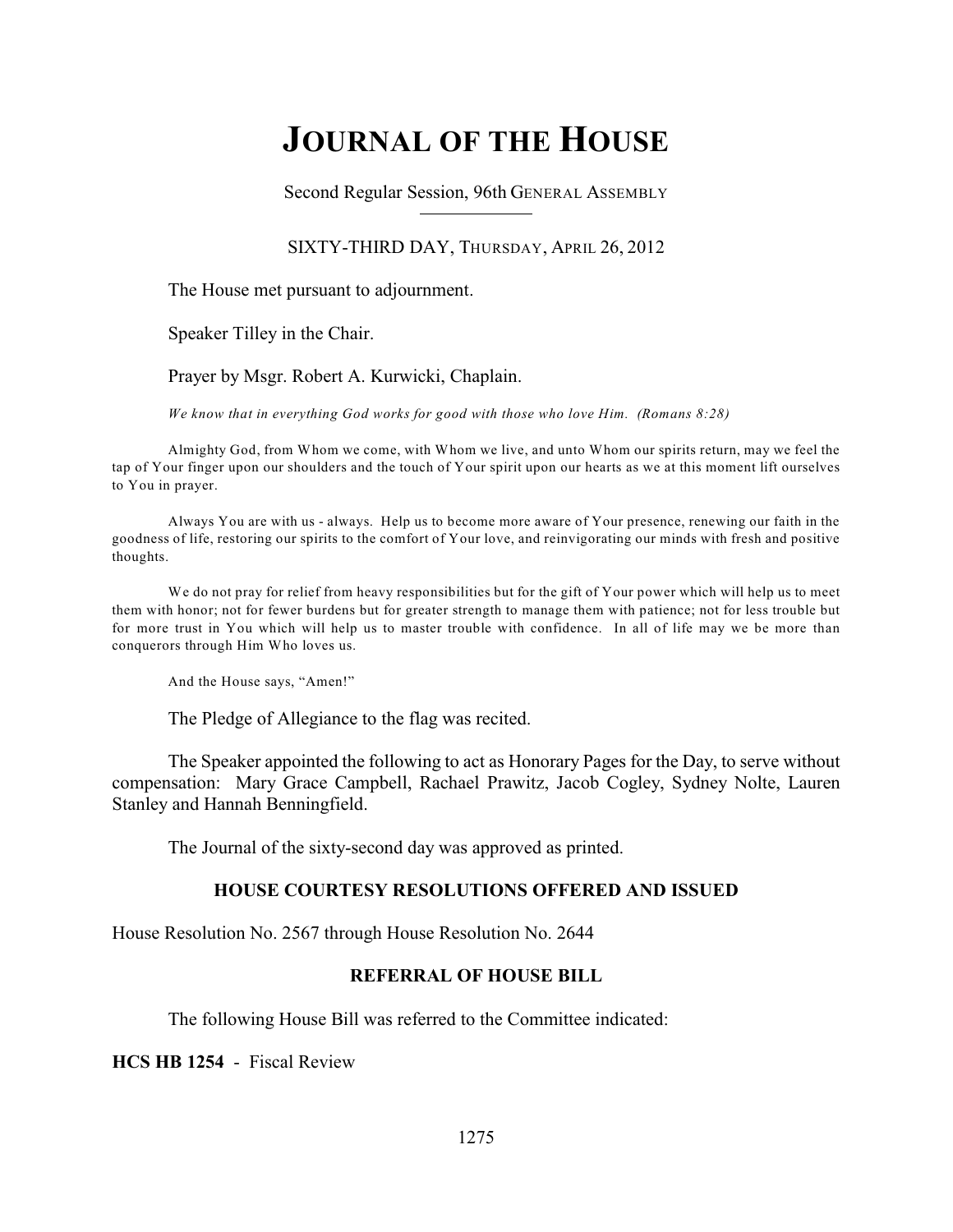# JOURNAL OF THE HOUSE

Second Regular Session, 96th GENERAL ASSEMBLY

SIXTY-THIRD DAY, THURSDAY, APRIL 26, 2012

The House met pursuant to adjournment.

Speaker Tilley in the Chair.

Prayer by Msgr. Robert A. Kurwicki, Chaplain.

*We know that in everything God works for good with those who love Him. (Romans 8:28)*

Almighty God, from Whom we come, with Whom we live, and unto Whom our spirits return, may we feel the tap of Your finger upon our shoulders and the touch of Your spirit upon our hearts as we at this moment lift ourselves to You in prayer.

Always You are with us - always. Help us to become more aware of Your presence, renewing our faith in the goodness of life, restoring our spirits to the comfort of Your love, and reinvigorating our minds with fresh and positive thoughts.

We do not pray for relief from heavy responsibilities but for the gift of Your power which will help us to meet them with honor; not for fewer burdens but for greater strength to manage them with patience; not for less trouble but for more trust in You which will help us to master trouble with confidence. In all of life may we be more than conquerors through Him Who loves us.

And the House says, "Amen!"

The Pledge of Allegiance to the flag was recited.

The Speaker appointed the following to act as Honorary Pages for the Day, to serve without compensation: Mary Grace Campbell, Rachael Prawitz, Jacob Cogley, Sydney Nolte, Lauren Stanley and Hannah Benningfield.

The Journal of the sixty-second day was approved as printed.

## HOUSE COURTESY RESOLUTIONS OFFERED AND ISSUED

House Resolution No. 2567 through House Resolution No. 2644

## REFERRAL OF HOUSE BILL

The following House Bill was referred to the Committee indicated:

**HCS HB 1254** - Fiscal Review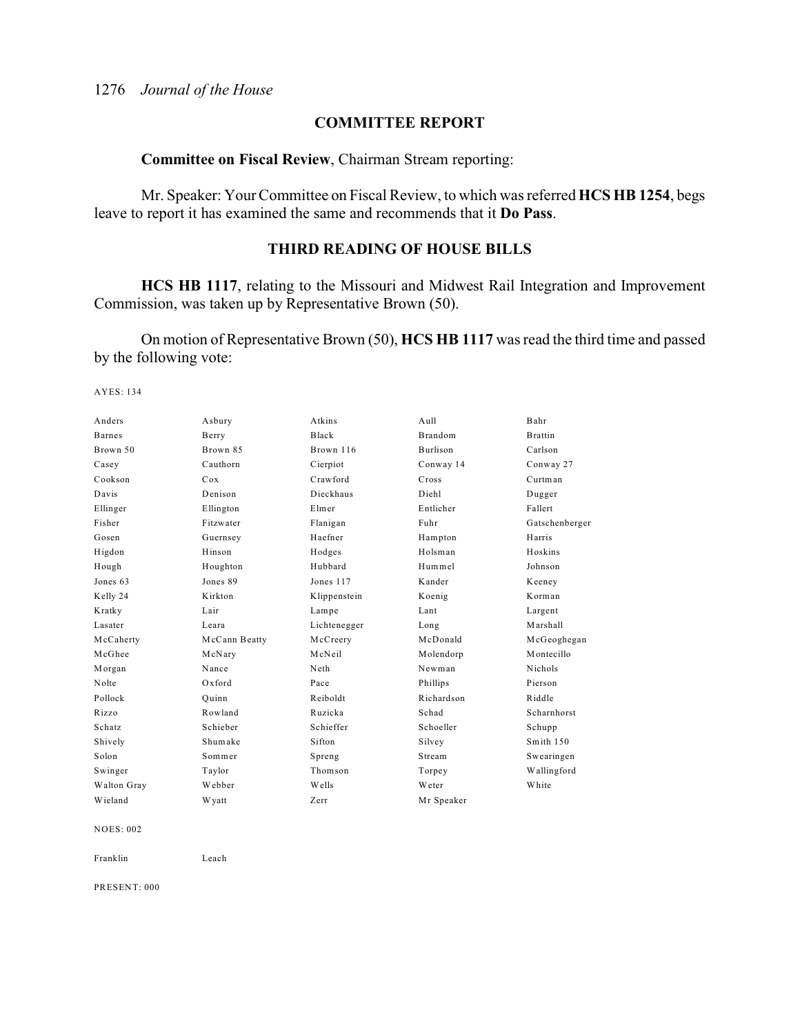## COMMITTEE REPORT

**Committee on Fiscal Review**, Chairman Stream reporting:

Mr. Speaker: Your Committee on Fiscal Review, to which was referred **HCS HB 1254**, begs leave to report it has examined the same and recommends that it **Do Pass**.

## THIRD READING OF HOUSE BILLS

**HCS HB 1117**, relating to the Missouri and Midwest Rail Integration and Improvement Commission, was taken up by Representative Brown (50).

On motion of Representative Brown (50), **HCS HB 1117** was read the third time and passed by the following vote:

AYES: 134

| | | | | |
|---|---|---|---|---|
| Anders | Asbury | Atkins | Aull | Bahr |
| Barnes | Berry | Black | Brandom | Brattin |
| Brown 50 | Brown 85 | Brown 116 | Burlison | Carlson |
| Casey | Cauthorn | Cierpiot | Conway 14 | Conway 27 |
| Cookson | Cox | Crawford | Cross | Curtman |
| Davis | Denison | Dieckhaus | Diehl | Dugger |
| Ellinger | Ellington | Elmer | Entlicher | Fallert |
| Fisher | Fitzwater | Flanigan | Fuhr | Gatschenberger |
| Gosen | Guernsey | Haefner | Hampton | Harris |
| Higdon | Hinson | Hodges | Holsman | Hoskins |
| Hough | Houghton | Hubbard | Hummel | Johnson |
| Jones 63 | Jones 89 | Jones 117 | Kander | Keeney |
| Kelly 24 | Kirkton | Klippenstein | Koenig | Korman |
| Kratky | Lair | Lampe | Lant | Largent |
| Lasater | Leara | Lichtenegger | Long | Marshall |
| McCaherty | McCann Beatty | McCreery | McDonald | McGeoghegan |
| McGhee | McNary | McNeil | Molendorp | Montecillo |
| Morgan | Nance | Neth | Newman | Nichols |
| Nolte | Oxford | Pace | Phillips | Pierson |
| Pollock | Quinn | Reiboldt | Richardson | Riddle |
| Rizzo | Rowland | Ruzicka | Schad | Scharnhorst |
| Schatz | Schieber | Schieffer | Schoeller | Schupp |
| Shively | Shumake | Sifton | Silvey | Smith 150 |
| Solon | Sommer | Spreng | Stream | Swearingen |
| Swinger | Taylor | Thomson | Torpey | Wallingford |
| Walton Gray | Webber | Wells | Weter | White |
| Wieland | Wyatt | Zerr | Mr Speaker | |

NOES: 002

| | |
|---|---|
| Franklin | Leach |

PRESENT: 000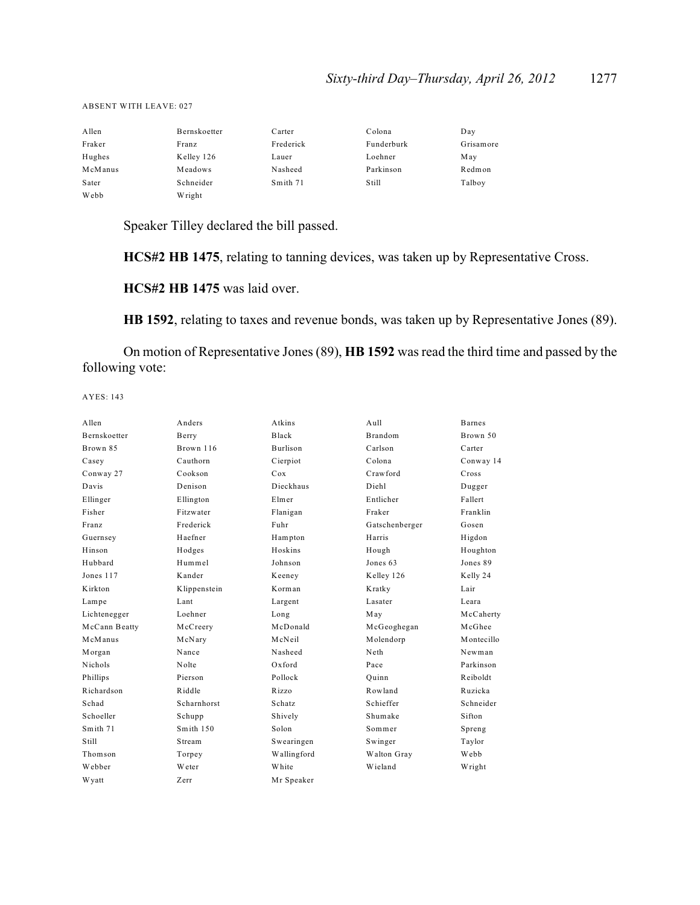ABSENT WITH LEAVE: 027

| | | | | |
|---|---|---|---|---|
| Allen | Bernskoetter | Carter | Colona | Day |
| Fraker | Franz | Frederick | Funderburk | Grisamore |
| Hughes | Kelley 126 | Lauer | Loehner | May |
| McManus | Meadows | Nasheed | Parkinson | Redmon |
| Sater | Schneider | Smith 71 | Still | Talboy |
| Webb | Wright | | | |

Speaker Tilley declared the bill passed.

**HCS#2 HB 1475**, relating to tanning devices, was taken up by Representative Cross.

**HCS#2 HB 1475** was laid over.

**HB 1592**, relating to taxes and revenue bonds, was taken up by Representative Jones (89).

On motion of Representative Jones (89), **HB 1592** was read the third time and passed by the following vote:

AYES: 143

| | | | | |
|---|---|---|---|---|
| Allen | Anders | Atkins | Aull | Barnes |
| Bernskoetter | Berry | Black | Brandom | Brown 50 |
| Brown 85 | Brown 116 | Burlison | Carlson | Carter |
| Casey | Cauthorn | Cierpiot | Colona | Conway 14 |
| Conway 27 | Cookson | Cox | Crawford | Cross |
| Davis | Denison | Dieckhaus | Diehl | Dugger |
| Ellinger | Ellington | Elmer | Entlicher | Fallert |
| Fisher | Fitzwater | Flanigan | Fraker | Franklin |
| Franz | Frederick | Fuhr | Gatschenberger | Gosen |
| Guernsey | Haefner | Hampton | Harris | Higdon |
| Hinson | Hodges | Hoskins | Hough | Houghton |
| Hubbard | Hummel | Johnson | Jones 63 | Jones 89 |
| Jones 117 | Kander | Keeney | Kelley 126 | Kelly 24 |
| Kirkton | Klippenstein | Korman | Kratky | Lair |
| Lampe | Lant | Largent | Lasater | Leara |
| Lichtenegger | Loehner | Long | May | McCaherty |
| McCann Beatty | McCreery | McDonald | McGeoghegan | McGhee |
| McManus | McNary | McNeil | Molendorp | Montecillo |
| Morgan | Nance | Nasheed | Neth | Newman |
| Nichols | Nolte | Oxford | Pace | Parkinson |
| Phillips | Pierson | Pollock | Quinn | Reiboldt |
| Richardson | Riddle | Rizzo | Rowland | Ruzicka |
| Schad | Scharnhorst | Schatz | Schieffer | Schneider |
| Schoeller | Schupp | Shively | Shumake | Sifton |
| Smith 71 | Smith 150 | Solon | Sommer | Spreng |
| Still | Stream | Swearingen | Swinger | Taylor |
| Thomson | Torpey | Wallingford | Walton Gray | Webb |
| Webber | Weter | White | Wieland | Wright |
| Wyatt | Zerr | Mr Speaker | | |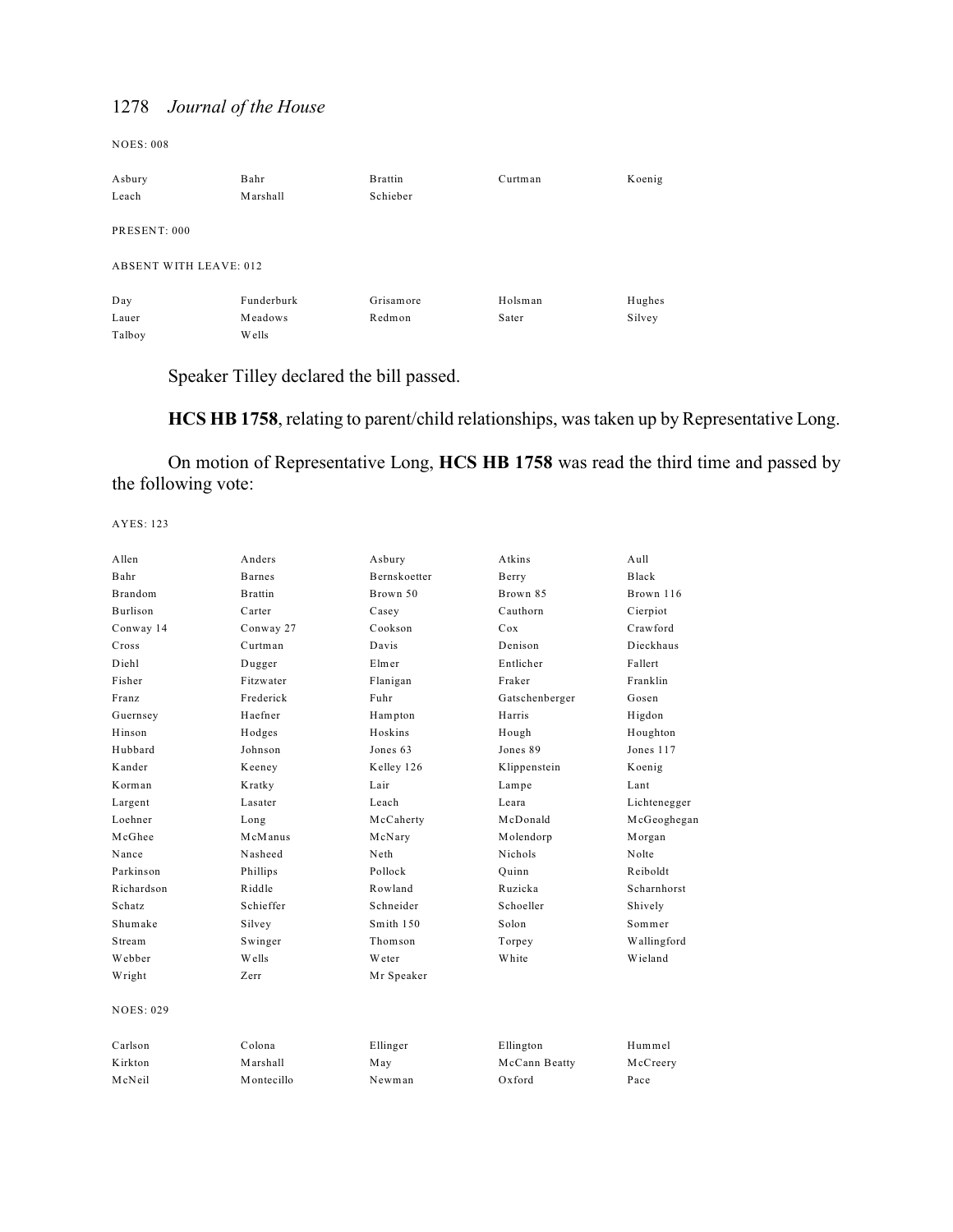NOES: 008

| | | | | |
|---|---|---|---|---|
| Asbury | Bahr | Brattin | Curtman | Koenig |
| Leach | Marshall | Schieber | | |

PRESENT: 000

ABSENT WITH LEAVE: 012

| | | | | |
|---|---|---|---|---|
| Day | Funderburk | Grisamore | Holsman | Hughes |
| Lauer | Meadows | Redmon | Sater | Silvey |
| Talboy | Wells | | | |

Speaker Tilley declared the bill passed.

**HCS HB 1758**, relating to parent/child relationships, was taken up by Representative Long.

On motion of Representative Long, **HCS HB 1758** was read the third time and passed by the following vote:

AYES: 123

| | | | | |
|---|---|---|---|---|
| Allen | Anders | Asbury | Atkins | Aull |
| Bahr | Barnes | Bernskoetter | Berry | Black |
| Brandom | Brattin | Brown 50 | Brown 85 | Brown 116 |
| Burlison | Carter | Casey | Cauthorn | Cierpiot |
| Conway 14 | Conway 27 | Cookson | Cox | Crawford |
| Cross | Curtman | Davis | Denison | Dieckhaus |
| Diehl | Dugger | Elmer | Entlicher | Fallert |
| Fisher | Fitzwater | Flanigan | Fraker | Franklin |
| Franz | Frederick | Fuhr | Gatschenberger | Gosen |
| Guernsey | Haefner | Hampton | Harris | Higdon |
| Hinson | Hodges | Hoskins | Hough | Houghton |
| Hubbard | Johnson | Jones 63 | Jones 89 | Jones 117 |
| Kander | Keeney | Kelley 126 | Klippenstein | Koenig |
| Korman | Kratky | Lair | Lampe | Lant |
| Largent | Lasater | Leach | Leara | Lichtenegger |
| Loehner | Long | McCaherty | McDonald | McGeoghegan |
| McGhee | McManus | McNary | Molendorp | Morgan |
| Nance | Nasheed | Neth | Nichols | Nolte |
| Parkinson | Phillips | Pollock | Quinn | Reiboldt |
| Richardson | Riddle | Rowland | Ruzicka | Scharnhorst |
| Schatz | Schieffer | Schneider | Schoeller | Shively |
| Shumake | Silvey | Smith 150 | Solon | Sommer |
| Stream | Swinger | Thomson | Torpey | Wallingford |
| Webber | Wells | Weter | White | Wieland |
| Wright | Zerr | Mr Speaker | | |

NOES: 029

| | | | | |
|---|---|---|---|---|
| Carlson | Colona | Ellinger | Ellington | Hummel |
| Kirkton | Marshall | May | McCann Beatty | McCreery |
| McNeil | Montecillo | Newman | Oxford | Pace |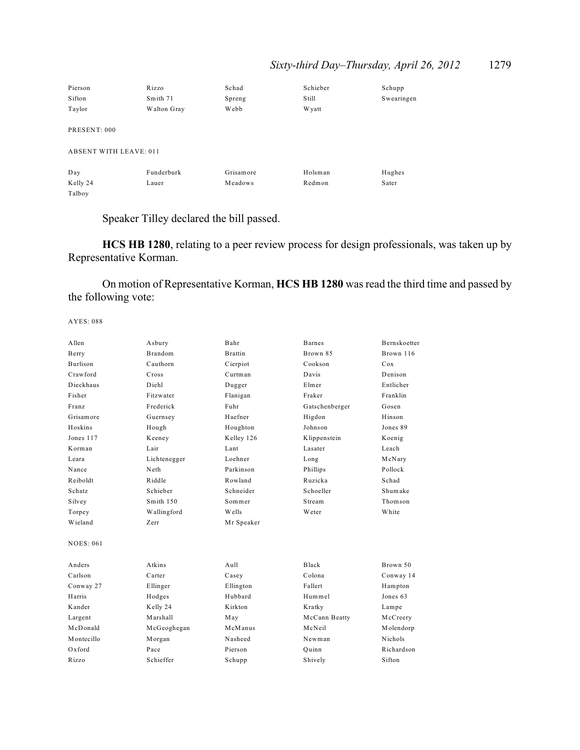| | | | | |
|---|---|---|---|---|
| Pierson | Rizzo | Schad | Schieber | Schupp |
| Sifton | Smith 71 | Spreng | Still | Swearingen |
| Taylor | Walton Gray | Webb | Wyatt | |

PRESENT: 000

ABSENT WITH LEAVE: 011

| | | | | |
|---|---|---|---|---|
| Day | Funderburk | Grisamore | Holsman | Hughes |
| Kelly 24 | Lauer | Meadows | Redmon | Sater |
| Talboy | | | | |

Speaker Tilley declared the bill passed.

**HCS HB 1280**, relating to a peer review process for design professionals, was taken up by Representative Korman.

On motion of Representative Korman, **HCS HB 1280** was read the third time and passed by the following vote:

AYES: 088

| | | | | |
|---|---|---|---|---|
| Allen | Asbury | Bahr | Barnes | Bernskoetter |
| Berry | Brandom | Brattin | Brown 85 | Brown 116 |
| Burlison | Cauthorn | Cierpiot | Cookson | Cox |
| Crawford | Cross | Curtman | Davis | Denison |
| Dieckhaus | Diehl | Dugger | Elmer | Entlicher |
| Fisher | Fitzwater | Flanigan | Fraker | Franklin |
| Franz | Frederick | Fuhr | Gatschenberger | Gosen |
| Grisamore | Guernsey | Haefner | Higdon | Hinson |
| Hoskins | Hough | Houghton | Johnson | Jones 89 |
| Jones 117 | Keeney | Kelley 126 | Klippenstein | Koenig |
| Korman | Lair | Lant | Lasater | Leach |
| Leara | Lichtenegger | Loehner | Long | McNary |
| Nance | Neth | Parkinson | Phillips | Pollock |
| Reiboldt | Riddle | Rowland | Ruzicka | Schad |
| Schatz | Schieber | Schneider | Schoeller | Shumake |
| Silvey | Smith 150 | Sommer | Stream | Thomson |
| Torpey | Wallingford | Wells | Weter | White |
| Wieland | Zerr | Mr Speaker | | |

NOES: 061

| | | | | |
|---|---|---|---|---|
| Anders | Atkins | Aull | Black | Brown 50 |
| Carlson | Carter | Casey | Colona | Conway 14 |
| Conway 27 | Ellinger | Ellington | Fallert | Hampton |
| Harris | Hodges | Hubbard | Hummel | Jones 63 |
| Kander | Kelly 24 | Kirkton | Kratky | Lampe |
| Largent | Marshall | May | McCann Beatty | McCreery |
| McDonald | McGeoghegan | McManus | McNeil | Molendorp |
| Montecillo | Morgan | Nasheed | Newman | Nichols |
| Oxford | Pace | Pierson | Quinn | Richardson |
| Rizzo | Schieffer | Schupp | Shively | Sifton |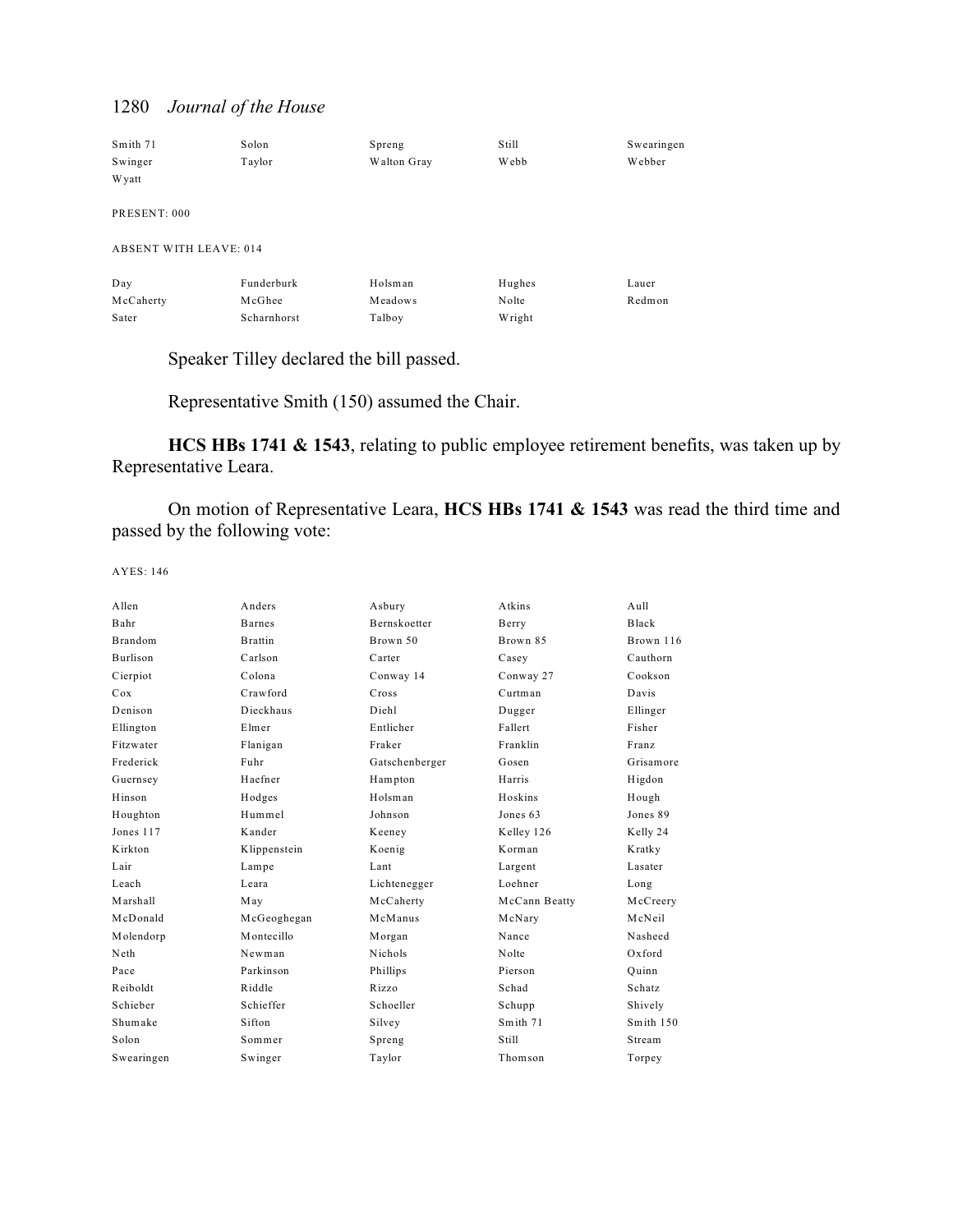| | | | | |
|---|---|---|---|---|
| Smith 71 | Solon | Spreng | Still | Swearingen |
| Swinger | Taylor | Walton Gray | Webb | Webber |
| Wyatt | | | | |

PRESENT: 000

ABSENT WITH LEAVE: 014

| | | | | |
|---|---|---|---|---|
| Day | Funderburk | Holsman | Hughes | Lauer |
| McCaherty | McGhee | Meadows | Nolte | Redmon |
| Sater | Scharnhorst | Talboy | Wright | |

Speaker Tilley declared the bill passed.

Representative Smith (150) assumed the Chair.

**HCS HBs 1741 & 1543**, relating to public employee retirement benefits, was taken up by Representative Leara.

On motion of Representative Leara, **HCS HBs 1741 & 1543** was read the third time and passed by the following vote:

AYES: 146

| | | | | |
|---|---|---|---|---|
| Allen | Anders | Asbury | Atkins | Aull |
| Bahr | Barnes | Bernskoetter | Berry | Black |
| Brandom | Brattin | Brown 50 | Brown 85 | Brown 116 |
| Burlison | Carlson | Carter | Casey | Cauthorn |
| Cierpiot | Colona | Conway 14 | Conway 27 | Cookson |
| Cox | Crawford | Cross | Curtman | Davis |
| Denison | Dieckhaus | Diehl | Dugger | Ellinger |
| Ellington | Elmer | Entlicher | Fallert | Fisher |
| Fitzwater | Flanigan | Fraker | Franklin | Franz |
| Frederick | Fuhr | Gatschenberger | Gosen | Grisamore |
| Guernsey | Haefner | Hampton | Harris | Higdon |
| Hinson | Hodges | Holsman | Hoskins | Hough |
| Houghton | Hummel | Johnson | Jones 63 | Jones 89 |
| Jones 117 | Kander | Keeney | Kelley 126 | Kelly 24 |
| Kirkton | Klippenstein | Koenig | Korman | Kratky |
| Lair | Lampe | Lant | Largent | Lasater |
| Leach | Leara | Lichtenegger | Loehner | Long |
| Marshall | May | McCaherty | McCann Beatty | McCreery |
| McDonald | McGeoghegan | McManus | McNary | McNeil |
| Molendorp | Montecillo | Morgan | Nance | Nasheed |
| Neth | Newman | Nichols | Nolte | Oxford |
| Pace | Parkinson | Phillips | Pierson | Quinn |
| Reiboldt | Riddle | Rizzo | Schad | Schatz |
| Schieber | Schieffer | Schoeller | Schupp | Shively |
| Shumake | Sifton | Silvey | Smith 71 | Smith 150 |
| Solon | Sommer | Spreng | Still | Stream |
| Swearingen | Swinger | Taylor | Thomson | Torpey |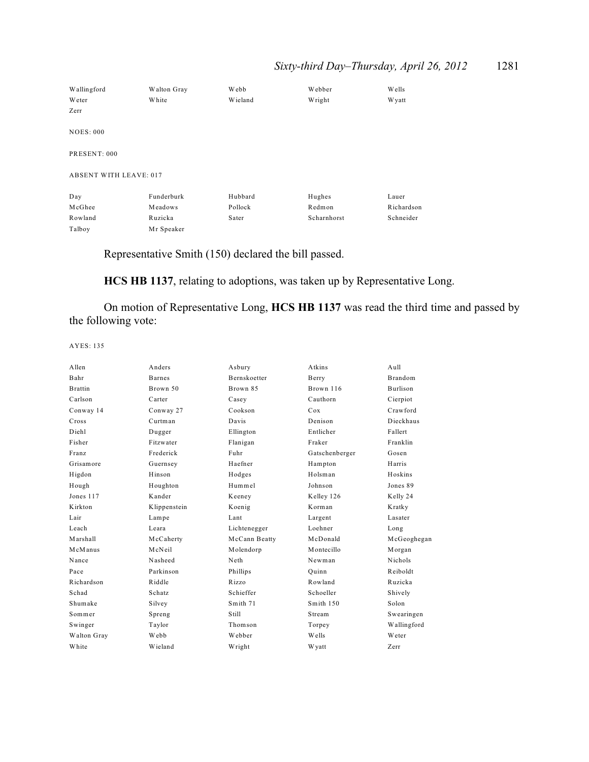| | | | | |
|---|---|---|---|---|
| Wallingford | Walton Gray | Webb | Webber | Wells |
| Weter | White | Wieland | Wright | Wyatt |
| Zerr | | | | |

NOES: 000

PRESENT: 000

ABSENT WITH LEAVE: 017

| | | | | |
|---|---|---|---|---|
| Day | Funderburk | Hubbard | Hughes | Lauer |
| McGhee | Meadows | Pollock | Redmon | Richardson |
| Rowland | Ruzicka | Sater | Scharnhorst | Schneider |
| Talboy | Mr Speaker | | | |

Representative Smith (150) declared the bill passed.

**HCS HB 1137**, relating to adoptions, was taken up by Representative Long.

On motion of Representative Long, **HCS HB 1137** was read the third time and passed by the following vote:

AYES: 135

| | | | | |
|---|---|---|---|---|
| Allen | Anders | Asbury | Atkins | Aull |
| Bahr | Barnes | Bernskoetter | Berry | Brandom |
| Brattin | Brown 50 | Brown 85 | Brown 116 | Burlison |
| Carlson | Carter | Casey | Cauthorn | Cierpiot |
| Conway 14 | Conway 27 | Cookson | Cox | Crawford |
| Cross | Curtman | Davis | Denison | Dieckhaus |
| Diehl | Dugger | Ellington | Entlicher | Fallert |
| Fisher | Fitzwater | Flanigan | Fraker | Franklin |
| Franz | Frederick | Fuhr | Gatschenberger | Gosen |
| Grisamore | Guernsey | Haefner | Hampton | Harris |
| Higdon | Hinson | Hodges | Holsman | Hoskins |
| Hough | Houghton | Hummel | Johnson | Jones 89 |
| Jones 117 | Kander | Keeney | Kelley 126 | Kelly 24 |
| Kirkton | Klippenstein | Koenig | Korman | Kratky |
| Lair | Lampe | Lant | Largent | Lasater |
| Leach | Leara | Lichtenegger | Loehner | Long |
| Marshall | McCaherty | McCann Beatty | McDonald | McGeoghegan |
| McManus | McNeil | Molendorp | Montecillo | Morgan |
| Nance | Nasheed | Neth | Newman | Nichols |
| Pace | Parkinson | Phillips | Quinn | Reiboldt |
| Richardson | Riddle | Rizzo | Rowland | Ruzicka |
| Schad | Schatz | Schieffer | Schoeller | Shively |
| Shumake | Silvey | Smith 71 | Smith 150 | Solon |
| Sommer | Spreng | Still | Stream | Swearingen |
| Swinger | Taylor | Thomson | Torpey | Wallingford |
| Walton Gray | Webb | Webber | Wells | Weter |
| White | Wieland | Wright | Wyatt | Zerr |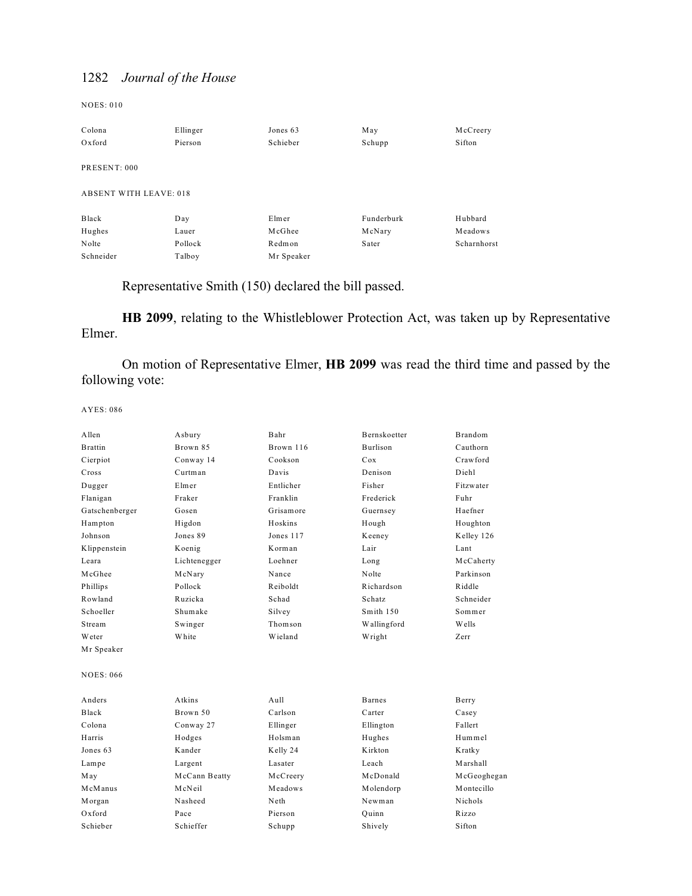NOES: 010

| | | | | |
|---|---|---|---|---|
| Colona | Ellinger | Jones 63 | May | McCreery |
| Oxford | Pierson | Schieber | Schupp | Sifton |

PRESENT: 000

ABSENT WITH LEAVE: 018

| | | | | |
|---|---|---|---|---|
| Black | Day | Elmer | Funderburk | Hubbard |
| Hughes | Lauer | McGhee | McNary | Meadows |
| Nolte | Pollock | Redmon | Sater | Scharnhorst |
| Schneider | Talboy | Mr Speaker | | |

Representative Smith (150) declared the bill passed.

**HB 2099**, relating to the Whistleblower Protection Act, was taken up by Representative Elmer.

On motion of Representative Elmer, **HB 2099** was read the third time and passed by the following vote:

AYES: 086

| | | | | |
|---|---|---|---|---|
| Allen | Asbury | Bahr | Bernskoetter | Brandom |
| Brattin | Brown 85 | Brown 116 | Burlison | Cauthorn |
| Cierpiot | Conway 14 | Cookson | Cox | Crawford |
| Cross | Curtman | Davis | Denison | Diehl |
| Dugger | Elmer | Entlicher | Fisher | Fitzwater |
| Flanigan | Fraker | Franklin | Frederick | Fuhr |
| Gatschenberger | Gosen | Grisamore | Guernsey | Haefner |
| Hampton | Higdon | Hoskins | Hough | Houghton |
| Johnson | Jones 89 | Jones 117 | Keeney | Kelley 126 |
| Klippenstein | Koenig | Korman | Lair | Lant |
| Leara | Lichtenegger | Loehner | Long | McCaherty |
| McGhee | McNary | Nance | Nolte | Parkinson |
| Phillips | Pollock | Reiboldt | Richardson | Riddle |
| Rowland | Ruzicka | Schad | Schatz | Schneider |
| Schoeller | Shumake | Silvey | Smith 150 | Sommer |
| Stream | Swinger | Thomson | Wallingford | Wells |
| Weter | White | Wieland | Wright | Zerr |
| Mr Speaker | | | | |

NOES: 066

| | | | | |
|---|---|---|---|---|
| Anders | Atkins | Aull | Barnes | Berry |
| Black | Brown 50 | Carlson | Carter | Casey |
| Colona | Conway 27 | Ellinger | Ellington | Fallert |
| Harris | Hodges | Holsman | Hughes | Hummel |
| Jones 63 | Kander | Kelly 24 | Kirkton | Kratky |
| Lampe | Largent | Lasater | Leach | Marshall |
| May | McCann Beatty | McCreery | McDonald | McGeoghegan |
| McManus | McNeil | Meadows | Molendorp | Montecillo |
| Morgan | Nasheed | Neth | Newman | Nichols |
| Oxford | Pace | Pierson | Quinn | Rizzo |
| Schieber | Schieffer | Schupp | Shively | Sifton |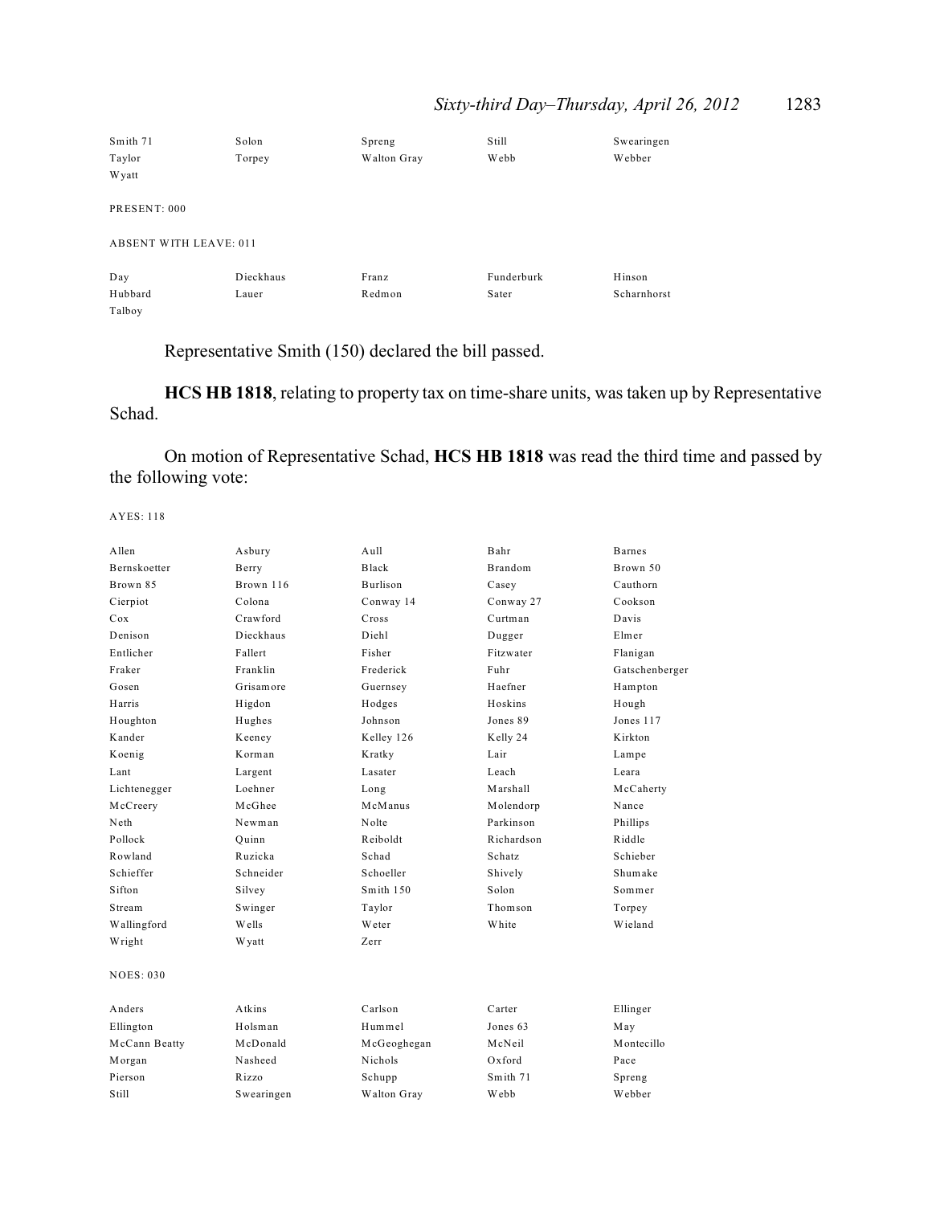| | | | | |
|---|---|---|---|---|
| Smith 71 | Solon | Spreng | Still | Swearingen |
| Taylor | Torpey | Walton Gray | Webb | Webber |
| Wyatt | | | | |

PRESENT: 000

ABSENT WITH LEAVE: 011

| | | | | |
|---|---|---|---|---|
| Day | Dieckhaus | Franz | Funderburk | Hinson |
| Hubbard | Lauer | Redmon | Sater | Scharnhorst |
| Talboy | | | | |

Representative Smith (150) declared the bill passed.

**HCS HB 1818**, relating to property tax on time-share units, was taken up by Representative Schad.

On motion of Representative Schad, **HCS HB 1818** was read the third time and passed by the following vote:

AYES: 118

| | | | | |
|---|---|---|---|---|
| Allen | Asbury | Aull | Bahr | Barnes |
| Bernskoetter | Berry | Black | Brandom | Brown 50 |
| Brown 85 | Brown 116 | Burlison | Casey | Cauthorn |
| Cierpiot | Colona | Conway 14 | Conway 27 | Cookson |
| Cox | Crawford | Cross | Curtman | Davis |
| Denison | Dieckhaus | Diehl | Dugger | Elmer |
| Entlicher | Fallert | Fisher | Fitzwater | Flanigan |
| Fraker | Franklin | Frederick | Fuhr | Gatschenberger |
| Gosen | Grisamore | Guernsey | Haefner | Hampton |
| Harris | Higdon | Hodges | Hoskins | Hough |
| Houghton | Hughes | Johnson | Jones 89 | Jones 117 |
| Kander | Keeney | Kelley 126 | Kelly 24 | Kirkton |
| Koenig | Korman | Kratky | Lair | Lampe |
| Lant | Largent | Lasater | Leach | Leara |
| Lichtenegger | Loehner | Long | Marshall | McCaherty |
| McCreery | McGhee | McManus | Molendorp | Nance |
| Neth | Newman | Nolte | Parkinson | Phillips |
| Pollock | Quinn | Reiboldt | Richardson | Riddle |
| Rowland | Ruzicka | Schad | Schatz | Schieber |
| Schieffer | Schneider | Schoeller | Shively | Shumake |
| Sifton | Silvey | Smith 150 | Solon | Sommer |
| Stream | Swinger | Taylor | Thomson | Torpey |
| Wallingford | Wells | Weter | White | Wieland |
| Wright | Wyatt | Zerr | | |

NOES: 030

| | | | | |
|---|---|---|---|---|
| Anders | Atkins | Carlson | Carter | Ellinger |
| Ellington | Holsman | Hummel | Jones 63 | May |
| McCann Beatty | McDonald | McGeoghegan | McNeil | Montecillo |
| Morgan | Nasheed | Nichols | Oxford | Pace |
| Pierson | Rizzo | Schupp | Smith 71 | Spreng |
| Still | Swearingen | Walton Gray | Webb | Webber |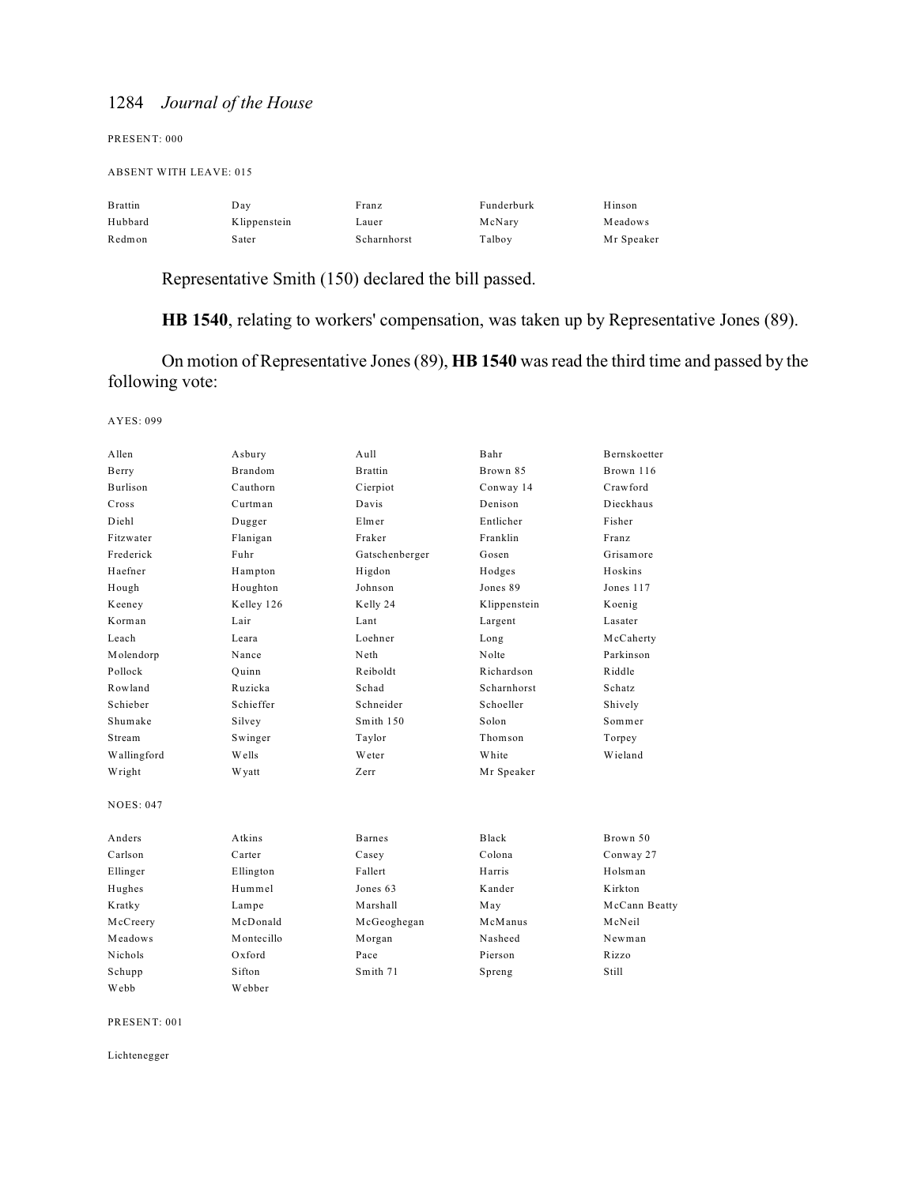PRESENT: 000

ABSENT WITH LEAVE: 015

| | | | | |
|---|---|---|---|---|
| Brattin | Day | Franz | Funderburk | Hinson |
| Hubbard | Klippenstein | Lauer | McNary | Meadows |
| Redmon | Sater | Scharnhorst | Talboy | Mr Speaker |

Representative Smith (150) declared the bill passed.

**HB 1540**, relating to workers' compensation, was taken up by Representative Jones (89).

On motion of Representative Jones (89), **HB 1540** was read the third time and passed by the following vote:

AYES: 099

| | | | | |
|---|---|---|---|---|
| Allen | Asbury | Aull | Bahr | Bernskoetter |
| Berry | Brandom | Brattin | Brown 85 | Brown 116 |
| Burlison | Cauthorn | Cierpiot | Conway 14 | Crawford |
| Cross | Curtman | Davis | Denison | Dieckhaus |
| Diehl | Dugger | Elmer | Entlicher | Fisher |
| Fitzwater | Flanigan | Fraker | Franklin | Franz |
| Frederick | Fuhr | Gatschenberger | Gosen | Grisamore |
| Haefner | Hampton | Higdon | Hodges | Hoskins |
| Hough | Houghton | Johnson | Jones 89 | Jones 117 |
| Keeney | Kelley 126 | Kelly 24 | Klippenstein | Koenig |
| Korman | Lair | Lant | Largent | Lasater |
| Leach | Leara | Loehner | Long | McCaherty |
| Molendorp | Nance | Neth | Nolte | Parkinson |
| Pollock | Quinn | Reiboldt | Richardson | Riddle |
| Rowland | Ruzicka | Schad | Scharnhorst | Schatz |
| Schieber | Schieffer | Schneider | Schoeller | Shively |
| Shumake | Silvey | Smith 150 | Solon | Sommer |
| Stream | Swinger | Taylor | Thomson | Torpey |
| Wallingford | Wells | Weter | White | Wieland |
| Wright | Wyatt | Zerr | Mr Speaker | |

NOES: 047

| | | | | |
|---|---|---|---|---|
| Anders | Atkins | Barnes | Black | Brown 50 |
| Carlson | Carter | Casey | Colona | Conway 27 |
| Ellinger | Ellington | Fallert | Harris | Holsman |
| Hughes | Hummel | Jones 63 | Kander | Kirkton |
| Kratky | Lampe | Marshall | May | McCann Beatty |
| McCreery | McDonald | McGeoghegan | McManus | McNeil |
| Meadows | Montecillo | Morgan | Nasheed | Newman |
| Nichols | Oxford | Pace | Pierson | Rizzo |
| Schupp | Sifton | Smith 71 | Spreng | Still |
| Webb | Webber | | | |

PRESENT: 001

Lichtenegger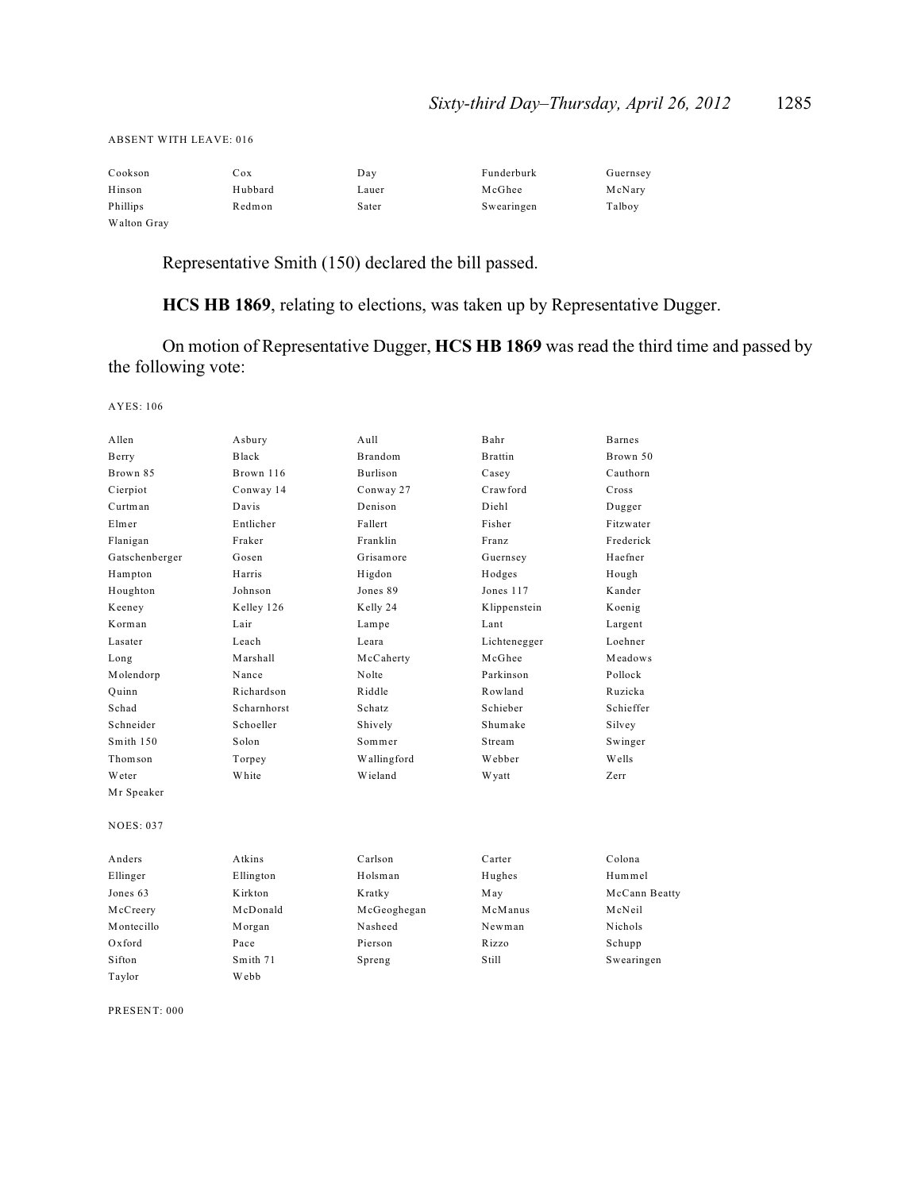ABSENT WITH LEAVE: 016

| | | | | |
|---|---|---|---|---|
| Cookson | Cox | Day | Funderburk | Guernsey |
| Hinson | Hubbard | Lauer | McGhee | McNary |
| Phillips | Redmon | Sater | Swearingen | Talboy |
| Walton Gray | | | | |

Representative Smith (150) declared the bill passed.

**HCS HB 1869**, relating to elections, was taken up by Representative Dugger.

On motion of Representative Dugger, **HCS HB 1869** was read the third time and passed by the following vote:

AYES: 106

| | | | | |
|---|---|---|---|---|
| Allen | Asbury | Aull | Bahr | Barnes |
| Berry | Black | Brandom | Brattin | Brown 50 |
| Brown 85 | Brown 116 | Burlison | Casey | Cauthorn |
| Cierpiot | Conway 14 | Conway 27 | Crawford | Cross |
| Curtman | Davis | Denison | Diehl | Dugger |
| Elmer | Entlicher | Fallert | Fisher | Fitzwater |
| Flanigan | Fraker | Franklin | Franz | Frederick |
| Gatschenberger | Gosen | Grisamore | Guernsey | Haefner |
| Hampton | Harris | Higdon | Hodges | Hough |
| Houghton | Johnson | Jones 89 | Jones 117 | Kander |
| Keeney | Kelley 126 | Kelly 24 | Klippenstein | Koenig |
| Korman | Lair | Lampe | Lant | Largent |
| Lasater | Leach | Leara | Lichtenegger | Loehner |
| Long | Marshall | McCaherty | McGhee | Meadows |
| Molendorp | Nance | Nolte | Parkinson | Pollock |
| Quinn | Richardson | Riddle | Rowland | Ruzicka |
| Schad | Scharnhorst | Schatz | Schieber | Schieffer |
| Schneider | Schoeller | Shively | Shumake | Silvey |
| Smith 150 | Solon | Sommer | Stream | Swinger |
| Thomson | Torpey | Wallingford | Webber | Wells |
| Weter | White | Wieland | Wyatt | Zerr |
| Mr Speaker | | | | |

NOES: 037

| | | | | |
|---|---|---|---|---|
| Anders | Atkins | Carlson | Carter | Colona |
| Ellinger | Ellington | Holsman | Hughes | Hummel |
| Jones 63 | Kirkton | Kratky | May | McCann Beatty |
| McCreery | McDonald | McGeoghegan | McManus | McNeil |
| Montecillo | Morgan | Nasheed | Newman | Nichols |
| Oxford | Pace | Pierson | Rizzo | Schupp |
| Sifton | Smith 71 | Spreng | Still | Swearingen |
| Taylor | Webb | | | |

PRESENT: 000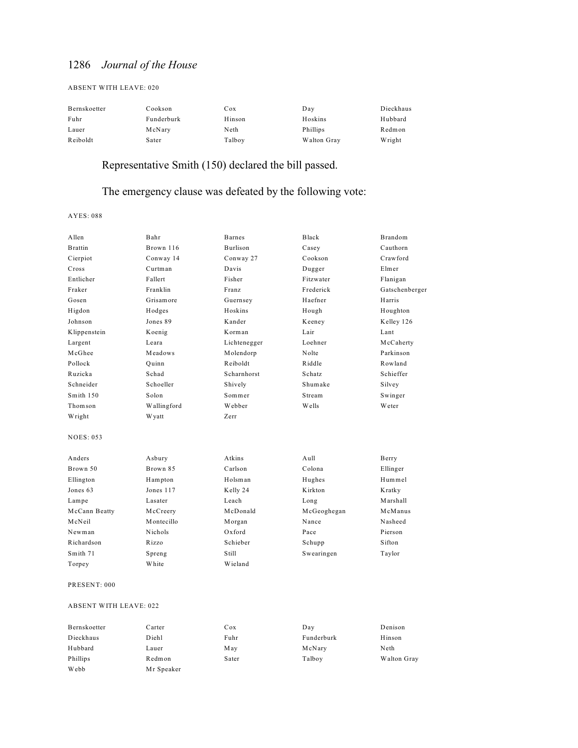ABSENT WITH LEAVE: 020

| | | | | |
|---|---|---|---|---|
| Bernskoetter | Cookson | Cox | Day | Dieckhaus |
| Fuhr | Funderburk | Hinson | Hoskins | Hubbard |
| Lauer | McNary | Neth | Phillips | Redmon |
| Reiboldt | Sater | Talboy | Walton Gray | Wright |

Representative Smith (150) declared the bill passed.

The emergency clause was defeated by the following vote:

AYES: 088

| | | | | |
|---|---|---|---|---|
| Allen | Bahr | Barnes | Black | Brandom |
| Brattin | Brown 116 | Burlison | Casey | Cauthorn |
| Cierpiot | Conway 14 | Conway 27 | Cookson | Crawford |
| Cross | Curtman | Davis | Dugger | Elmer |
| Entlicher | Fallert | Fisher | Fitzwater | Flanigan |
| Fraker | Franklin | Franz | Frederick | Gatschenberger |
| Gosen | Grisamore | Guernsey | Haefner | Harris |
| Higdon | Hodges | Hoskins | Hough | Houghton |
| Johnson | Jones 89 | Kander | Keeney | Kelley 126 |
| Klippenstein | Koenig | Korman | Lair | Lant |
| Largent | Leara | Lichtenegger | Loehner | McCaherty |
| McGhee | Meadows | Molendorp | Nolte | Parkinson |
| Pollock | Quinn | Reiboldt | Riddle | Rowland |
| Ruzicka | Schad | Scharnhorst | Schatz | Schieffer |
| Schneider | Schoeller | Shively | Shumake | Silvey |
| Smith 150 | Solon | Sommer | Stream | Swinger |
| Thomson | Wallingford | Webber | Wells | Weter |
| Wright | Wyatt | Zerr | | |

NOES: 053

| | | | | |
|---|---|---|---|---|
| Anders | Asbury | Atkins | Aull | Berry |
| Brown 50 | Brown 85 | Carlson | Colona | Ellinger |
| Ellington | Hampton | Holsman | Hughes | Hummel |
| Jones 63 | Jones 117 | Kelly 24 | Kirkton | Kratky |
| Lampe | Lasater | Leach | Long | Marshall |
| McCann Beatty | McCreery | McDonald | McGeoghegan | McManus |
| McNeil | Montecillo | Morgan | Nance | Nasheed |
| Newman | Nichols | Oxford | Pace | Pierson |
| Richardson | Rizzo | Schieber | Schupp | Sifton |
| Smith 71 | Spreng | Still | Swearingen | Taylor |
| Torpey | White | Wieland | | |

PRESENT: 000

ABSENT WITH LEAVE: 022

| | | | | |
|---|---|---|---|---|
| Bernskoetter | Carter | Cox | Day | Denison |
| Dieckhaus | Diehl | Fuhr | Funderburk | Hinson |
| Hubbard | Lauer | May | McNary | Neth |
| Phillips | Redmon | Sater | Talboy | Walton Gray |
| Webb | Mr Speaker | | | |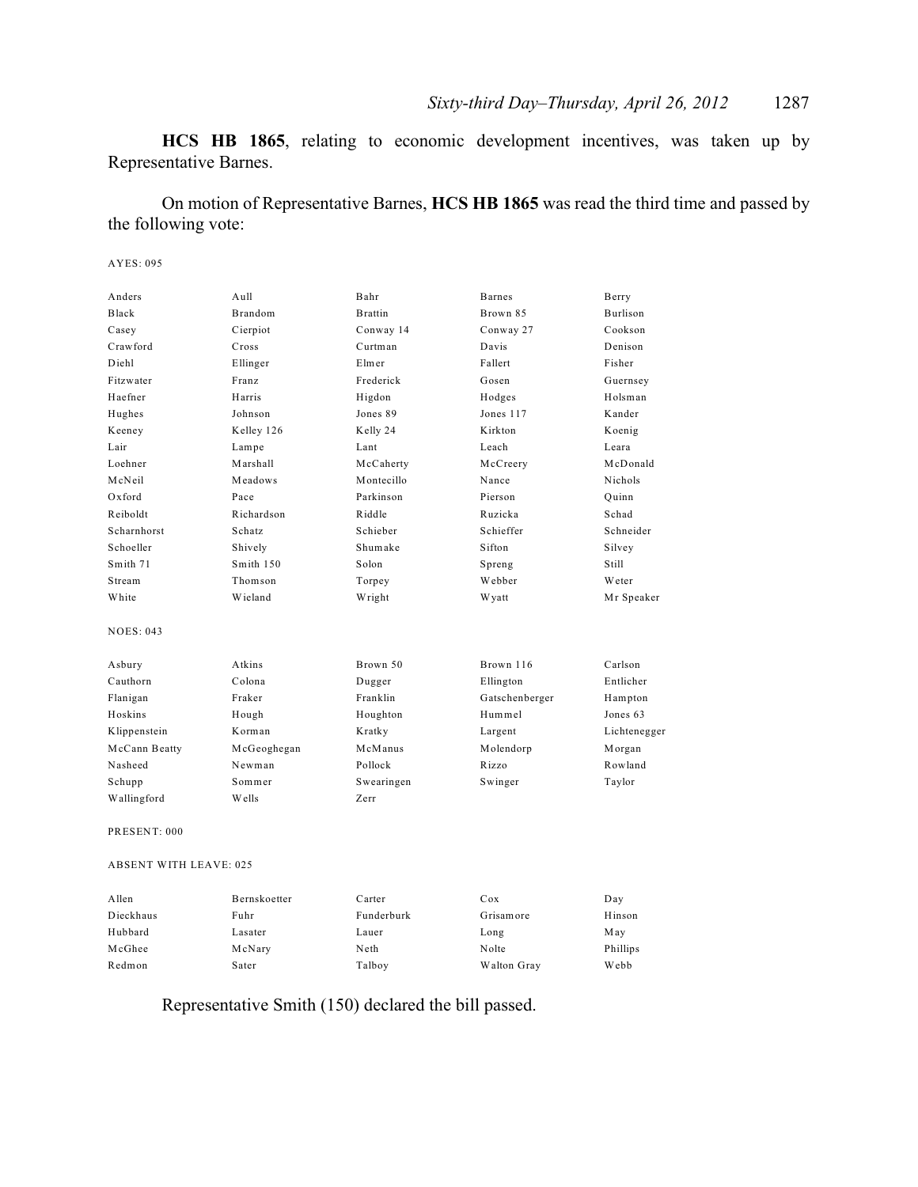**HCS HB 1865**, relating to economic development incentives, was taken up by Representative Barnes.

On motion of Representative Barnes, **HCS HB 1865** was read the third time and passed by the following vote:

AYES: 095

| | | | | |
|---|---|---|---|---|
| Anders | Aull | Bahr | Barnes | Berry |
| Black | Brandom | Brattin | Brown 85 | Burlison |
| Casey | Cierpiot | Conway 14 | Conway 27 | Cookson |
| Crawford | Cross | Curtman | Davis | Denison |
| Diehl | Ellinger | Elmer | Fallert | Fisher |
| Fitzwater | Franz | Frederick | Gosen | Guernsey |
| Haefner | Harris | Higdon | Hodges | Holsman |
| Hughes | Johnson | Jones 89 | Jones 117 | Kander |
| Keeney | Kelley 126 | Kelly 24 | Kirkton | Koenig |
| Lair | Lampe | Lant | Leach | Leara |
| Loehner | Marshall | McCaherty | McCreery | McDonald |
| McNeil | Meadows | Montecillo | Nance | Nichols |
| Oxford | Pace | Parkinson | Pierson | Quinn |
| Reiboldt | Richardson | Riddle | Ruzicka | Schad |
| Scharnhorst | Schatz | Schieber | Schieffer | Schneider |
| Schoeller | Shively | Shumake | Sifton | Silvey |
| Smith 71 | Smith 150 | Solon | Spreng | Still |
| Stream | Thomson | Torpey | Webber | Weter |
| White | Wieland | Wright | Wyatt | Mr Speaker |

NOES: 043

| | | | | |
|---|---|---|---|---|
| Asbury | Atkins | Brown 50 | Brown 116 | Carlson |
| Cauthorn | Colona | Dugger | Ellington | Entlicher |
| Flanigan | Fraker | Franklin | Gatschenberger | Hampton |
| Hoskins | Hough | Houghton | Hummel | Jones 63 |
| Klippenstein | Korman | Kratky | Largent | Lichtenegger |
| McCann Beatty | McGeoghegan | McManus | Molendorp | Morgan |
| Nasheed | Newman | Pollock | Rizzo | Rowland |
| Schupp | Sommer | Swearingen | Swinger | Taylor |
| Wallingford | Wells | Zerr | | |

PRESENT: 000

ABSENT WITH LEAVE: 025

| | | | | |
|---|---|---|---|---|
| Allen | Bernskoetter | Carter | Cox | Day |
| Dieckhaus | Fuhr | Funderburk | Grisamore | Hinson |
| Hubbard | Lasater | Lauer | Long | May |
| McGhee | McNary | Neth | Nolte | Phillips |
| Redmon | Sater | Talboy | Walton Gray | Webb |

Representative Smith (150) declared the bill passed.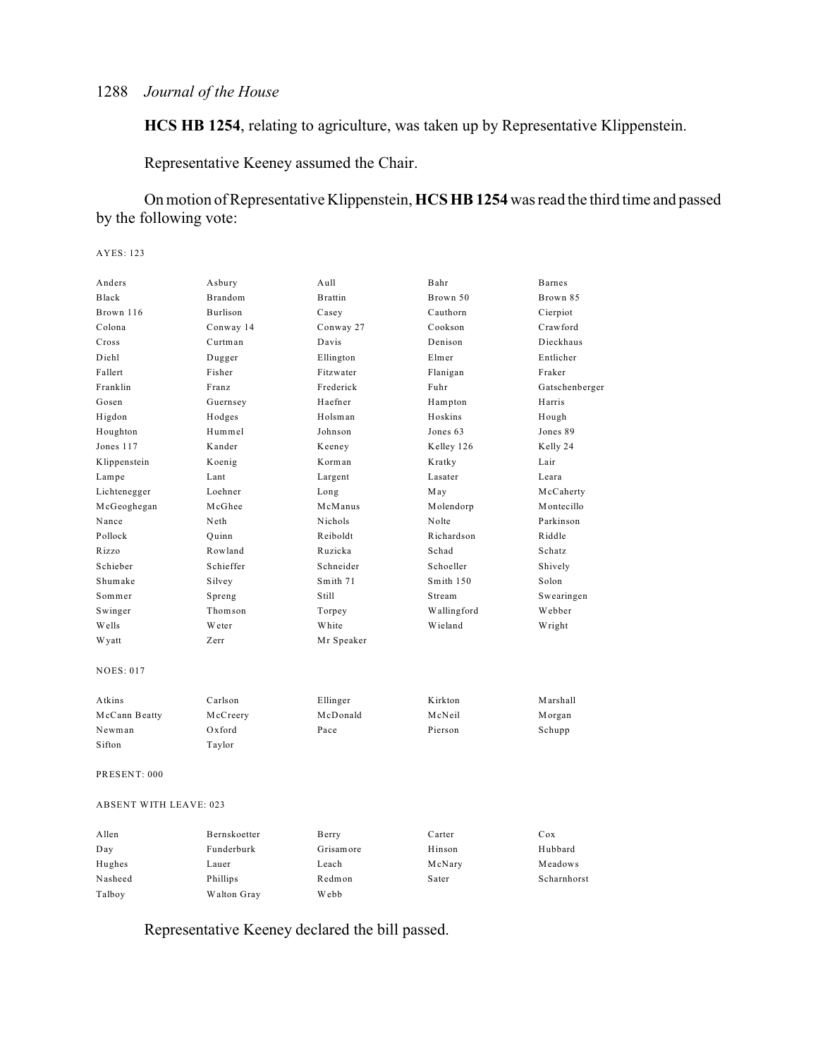**HCS HB 1254**, relating to agriculture, was taken up by Representative Klippenstein.

Representative Keeney assumed the Chair.

On motion of Representative Klippenstein, **HCS HB 1254** was read the third time and passed by the following vote:

AYES: 123

| | | | | |
|---|---|---|---|---|
| Anders | Asbury | Aull | Bahr | Barnes |
| Black | Brandom | Brattin | Brown 50 | Brown 85 |
| Brown 116 | Burlison | Casey | Cauthorn | Cierpiot |
| Colona | Conway 14 | Conway 27 | Cookson | Crawford |
| Cross | Curtman | Davis | Denison | Dieckhaus |
| Diehl | Dugger | Ellington | Elmer | Entlicher |
| Fallert | Fisher | Fitzwater | Flanigan | Fraker |
| Franklin | Franz | Frederick | Fuhr | Gatschenberger |
| Gosen | Guernsey | Haefner | Hampton | Harris |
| Higdon | Hodges | Holsman | Hoskins | Hough |
| Houghton | Hummel | Johnson | Jones 63 | Jones 89 |
| Jones 117 | Kander | Keeney | Kelley 126 | Kelly 24 |
| Klippenstein | Koenig | Korman | Kratky | Lair |
| Lampe | Lant | Largent | Lasater | Leara |
| Lichtenegger | Loehner | Long | May | McCaherty |
| McGeoghegan | McGhee | McManus | Molendorp | Montecillo |
| Nance | Neth | Nichols | Nolte | Parkinson |
| Pollock | Quinn | Reiboldt | Richardson | Riddle |
| Rizzo | Rowland | Ruzicka | Schad | Schatz |
| Schieber | Schieffer | Schneider | Schoeller | Shively |
| Shumake | Silvey | Smith 71 | Smith 150 | Solon |
| Sommer | Spreng | Still | Stream | Swearingen |
| Swinger | Thomson | Torpey | Wallingford | Webber |
| Wells | Weter | White | Wieland | Wright |
| Wyatt | Zerr | Mr Speaker | | |

NOES: 017

| | | | | |
|---|---|---|---|---|
| Atkins | Carlson | Ellinger | Kirkton | Marshall |
| McCann Beatty | McCreery | McDonald | McNeil | Morgan |
| Newman | Oxford | Pace | Pierson | Schupp |
| Sifton | Taylor | | | |

PRESENT: 000

ABSENT WITH LEAVE: 023

| | | | | |
|---|---|---|---|---|
| Allen | Bernskoetter | Berry | Carter | Cox |
| Day | Funderburk | Grisamore | Hinson | Hubbard |
| Hughes | Lauer | Leach | McNary | Meadows |
| Nasheed | Phillips | Redmon | Sater | Scharnhorst |
| Talboy | Walton Gray | Webb | | |

Representative Keeney declared the bill passed.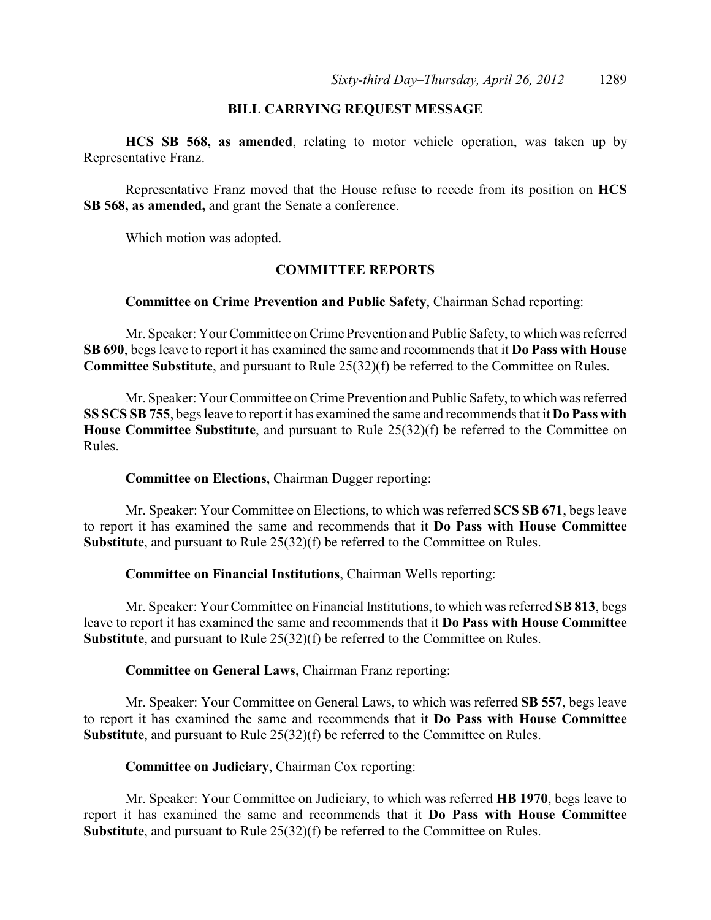## BILL CARRYING REQUEST MESSAGE

**HCS SB 568, as amended**, relating to motor vehicle operation, was taken up by Representative Franz.

Representative Franz moved that the House refuse to recede from its position on **HCS SB 568, as amended,** and grant the Senate a conference.

Which motion was adopted.

## COMMITTEE REPORTS

**Committee on Crime Prevention and Public Safety**, Chairman Schad reporting:

Mr. Speaker: Your Committee on Crime Prevention and Public Safety, to which was referred **SB 690**, begs leave to report it has examined the same and recommends that it **Do Pass with House Committee Substitute**, and pursuant to Rule 25(32)(f) be referred to the Committee on Rules.

Mr. Speaker: Your Committee on Crime Prevention and Public Safety, to which was referred **SS SCS SB 755**, begs leave to report it has examined the same and recommends that it **Do Pass with House Committee Substitute**, and pursuant to Rule 25(32)(f) be referred to the Committee on Rules.

**Committee on Elections**, Chairman Dugger reporting:

Mr. Speaker: Your Committee on Elections, to which was referred **SCS SB 671**, begs leave to report it has examined the same and recommends that it **Do Pass with House Committee Substitute**, and pursuant to Rule 25(32)(f) be referred to the Committee on Rules.

**Committee on Financial Institutions**, Chairman Wells reporting:

Mr. Speaker: Your Committee on Financial Institutions, to which was referred **SB 813**, begs leave to report it has examined the same and recommends that it **Do Pass with House Committee Substitute**, and pursuant to Rule 25(32)(f) be referred to the Committee on Rules.

**Committee on General Laws**, Chairman Franz reporting:

Mr. Speaker: Your Committee on General Laws, to which was referred **SB 557**, begs leave to report it has examined the same and recommends that it **Do Pass with House Committee Substitute**, and pursuant to Rule 25(32)(f) be referred to the Committee on Rules.

**Committee on Judiciary**, Chairman Cox reporting:

Mr. Speaker: Your Committee on Judiciary, to which was referred **HB 1970**, begs leave to report it has examined the same and recommends that it **Do Pass with House Committee Substitute**, and pursuant to Rule 25(32)(f) be referred to the Committee on Rules.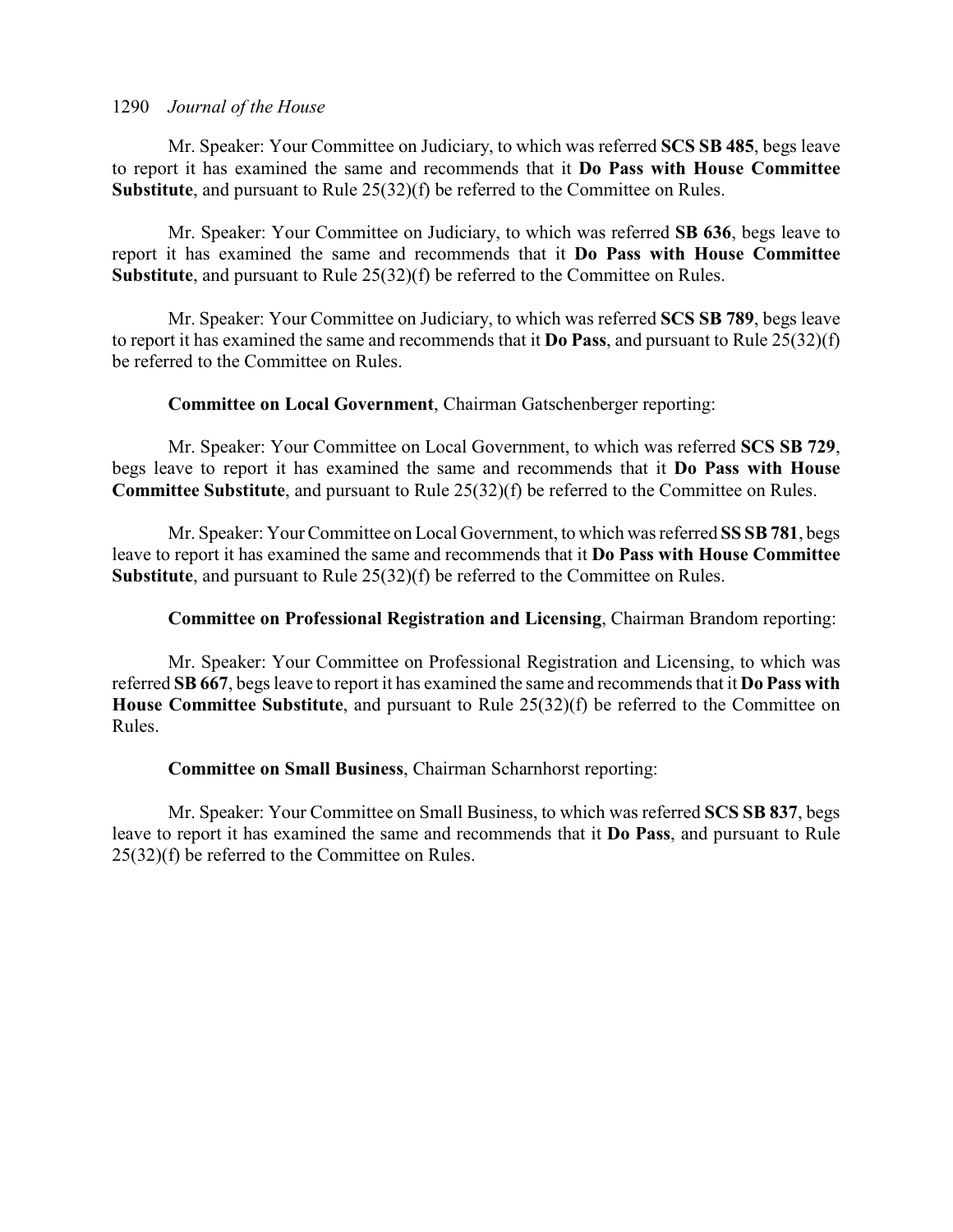Mr. Speaker: Your Committee on Judiciary, to which was referred **SCS SB 485**, begs leave to report it has examined the same and recommends that it **Do Pass with House Committee Substitute**, and pursuant to Rule 25(32)(f) be referred to the Committee on Rules.

Mr. Speaker: Your Committee on Judiciary, to which was referred **SB 636**, begs leave to report it has examined the same and recommends that it **Do Pass with House Committee Substitute**, and pursuant to Rule 25(32)(f) be referred to the Committee on Rules.

Mr. Speaker: Your Committee on Judiciary, to which was referred **SCS SB 789**, begs leave to report it has examined the same and recommends that it **Do Pass**, and pursuant to Rule 25(32)(f) be referred to the Committee on Rules.

**Committee on Local Government**, Chairman Gatschenberger reporting:

Mr. Speaker: Your Committee on Local Government, to which was referred **SCS SB 729**, begs leave to report it has examined the same and recommends that it **Do Pass with House Committee Substitute**, and pursuant to Rule 25(32)(f) be referred to the Committee on Rules.

Mr. Speaker: Your Committee on Local Government, to which was referred **SS SB 781**, begs leave to report it has examined the same and recommends that it **Do Pass with House Committee Substitute**, and pursuant to Rule 25(32)(f) be referred to the Committee on Rules.

**Committee on Professional Registration and Licensing**, Chairman Brandom reporting:

Mr. Speaker: Your Committee on Professional Registration and Licensing, to which was referred **SB 667**, begs leave to report it has examined the same and recommends that it **Do Pass with House Committee Substitute**, and pursuant to Rule 25(32)(f) be referred to the Committee on Rules.

**Committee on Small Business**, Chairman Scharnhorst reporting:

Mr. Speaker: Your Committee on Small Business, to which was referred **SCS SB 837**, begs leave to report it has examined the same and recommends that it **Do Pass**, and pursuant to Rule 25(32)(f) be referred to the Committee on Rules.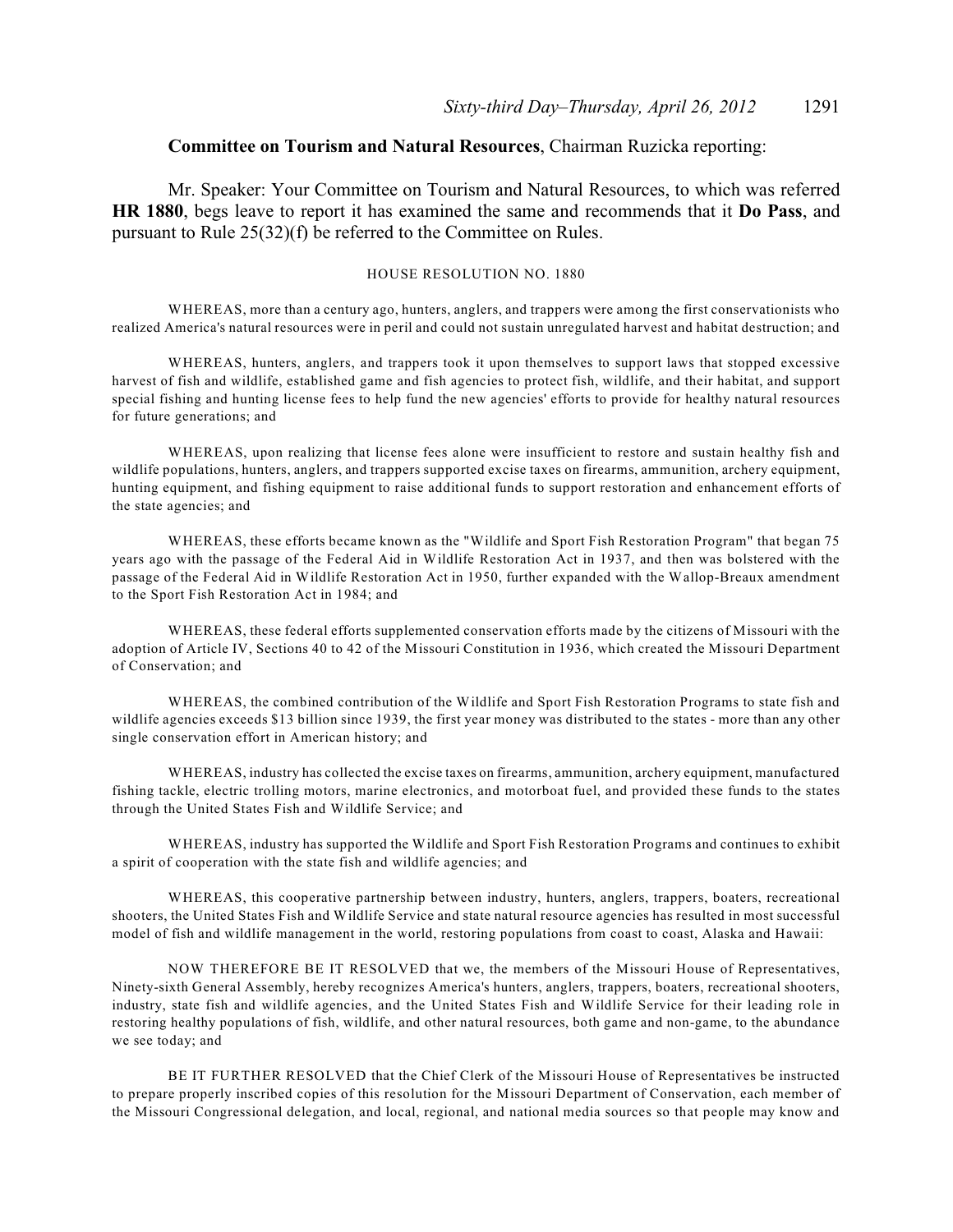**Committee on Tourism and Natural Resources**, Chairman Ruzicka reporting:

Mr. Speaker: Your Committee on Tourism and Natural Resources, to which was referred **HR 1880**, begs leave to report it has examined the same and recommends that it **Do Pass**, and pursuant to Rule 25(32)(f) be referred to the Committee on Rules.

HOUSE RESOLUTION NO. 1880

WHEREAS, more than a century ago, hunters, anglers, and trappers were among the first conservationists who realized America's natural resources were in peril and could not sustain unregulated harvest and habitat destruction; and

WHEREAS, hunters, anglers, and trappers took it upon themselves to support laws that stopped excessive harvest of fish and wildlife, established game and fish agencies to protect fish, wildlife, and their habitat, and support special fishing and hunting license fees to help fund the new agencies' efforts to provide for healthy natural resources for future generations; and

WHEREAS, upon realizing that license fees alone were insufficient to restore and sustain healthy fish and wildlife populations, hunters, anglers, and trappers supported excise taxes on firearms, ammunition, archery equipment, hunting equipment, and fishing equipment to raise additional funds to support restoration and enhancement efforts of the state agencies; and

WHEREAS, these efforts became known as the "Wildlife and Sport Fish Restoration Program" that began 75 years ago with the passage of the Federal Aid in Wildlife Restoration Act in 1937, and then was bolstered with the passage of the Federal Aid in Wildlife Restoration Act in 1950, further expanded with the Wallop-Breaux amendment to the Sport Fish Restoration Act in 1984; and

WHEREAS, these federal efforts supplemented conservation efforts made by the citizens of Missouri with the adoption of Article IV, Sections 40 to 42 of the Missouri Constitution in 1936, which created the Missouri Department of Conservation; and

WHEREAS, the combined contribution of the Wildlife and Sport Fish Restoration Programs to state fish and wildlife agencies exceeds $13 billion since 1939, the first year money was distributed to the states - more than any other single conservation effort in American history; and

WHEREAS, industry has collected the excise taxes on firearms, ammunition, archery equipment, manufactured fishing tackle, electric trolling motors, marine electronics, and motorboat fuel, and provided these funds to the states through the United States Fish and Wildlife Service; and

WHEREAS, industry has supported the Wildlife and Sport Fish Restoration Programs and continues to exhibit a spirit of cooperation with the state fish and wildlife agencies; and

WHEREAS, this cooperative partnership between industry, hunters, anglers, trappers, boaters, recreational shooters, the United States Fish and Wildlife Service and state natural resource agencies has resulted in most successful model of fish and wildlife management in the world, restoring populations from coast to coast, Alaska and Hawaii:

NOW THEREFORE BE IT RESOLVED that we, the members of the Missouri House of Representatives, Ninety-sixth General Assembly, hereby recognizes America's hunters, anglers, trappers, boaters, recreational shooters, industry, state fish and wildlife agencies, and the United States Fish and Wildlife Service for their leading role in restoring healthy populations of fish, wildlife, and other natural resources, both game and non-game, to the abundance we see today; and

BE IT FURTHER RESOLVED that the Chief Clerk of the Missouri House of Representatives be instructed to prepare properly inscribed copies of this resolution for the Missouri Department of Conservation, each member of the Missouri Congressional delegation, and local, regional, and national media sources so that people may know and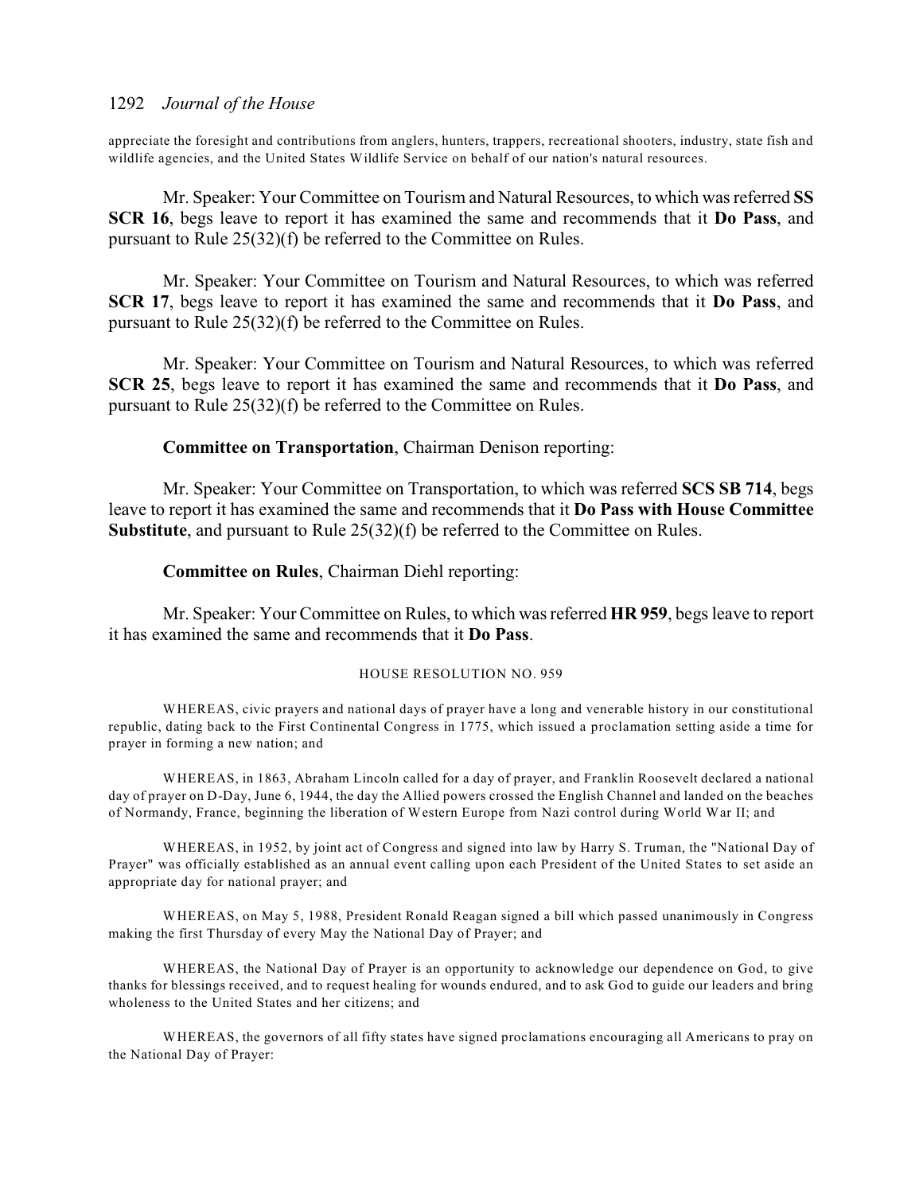appreciate the foresight and contributions from anglers, hunters, trappers, recreational shooters, industry, state fish and wildlife agencies, and the United States Wildlife Service on behalf of our nation's natural resources.

Mr. Speaker: Your Committee on Tourism and Natural Resources, to which was referred **SS SCR 16**, begs leave to report it has examined the same and recommends that it **Do Pass**, and pursuant to Rule 25(32)(f) be referred to the Committee on Rules.

Mr. Speaker: Your Committee on Tourism and Natural Resources, to which was referred **SCR 17**, begs leave to report it has examined the same and recommends that it **Do Pass**, and pursuant to Rule 25(32)(f) be referred to the Committee on Rules.

Mr. Speaker: Your Committee on Tourism and Natural Resources, to which was referred **SCR 25**, begs leave to report it has examined the same and recommends that it **Do Pass**, and pursuant to Rule 25(32)(f) be referred to the Committee on Rules.

**Committee on Transportation**, Chairman Denison reporting:

Mr. Speaker: Your Committee on Transportation, to which was referred **SCS SB 714**, begs leave to report it has examined the same and recommends that it **Do Pass with House Committee Substitute**, and pursuant to Rule 25(32)(f) be referred to the Committee on Rules.

**Committee on Rules**, Chairman Diehl reporting:

Mr. Speaker: Your Committee on Rules, to which was referred **HR 959**, begs leave to report it has examined the same and recommends that it **Do Pass**.

HOUSE RESOLUTION NO. 959

WHEREAS, civic prayers and national days of prayer have a long and venerable history in our constitutional republic, dating back to the First Continental Congress in 1775, which issued a proclamation setting aside a time for prayer in forming a new nation; and

WHEREAS, in 1863, Abraham Lincoln called for a day of prayer, and Franklin Roosevelt declared a national day of prayer on D-Day, June 6, 1944, the day the Allied powers crossed the English Channel and landed on the beaches of Normandy, France, beginning the liberation of Western Europe from Nazi control during World War II; and

WHEREAS, in 1952, by joint act of Congress and signed into law by Harry S. Truman, the "National Day of Prayer" was officially established as an annual event calling upon each President of the United States to set aside an appropriate day for national prayer; and

WHEREAS, on May 5, 1988, President Ronald Reagan signed a bill which passed unanimously in Congress making the first Thursday of every May the National Day of Prayer; and

WHEREAS, the National Day of Prayer is an opportunity to acknowledge our dependence on God, to give thanks for blessings received, and to request healing for wounds endured, and to ask God to guide our leaders and bring wholeness to the United States and her citizens; and

WHEREAS, the governors of all fifty states have signed proclamations encouraging all Americans to pray on the National Day of Prayer: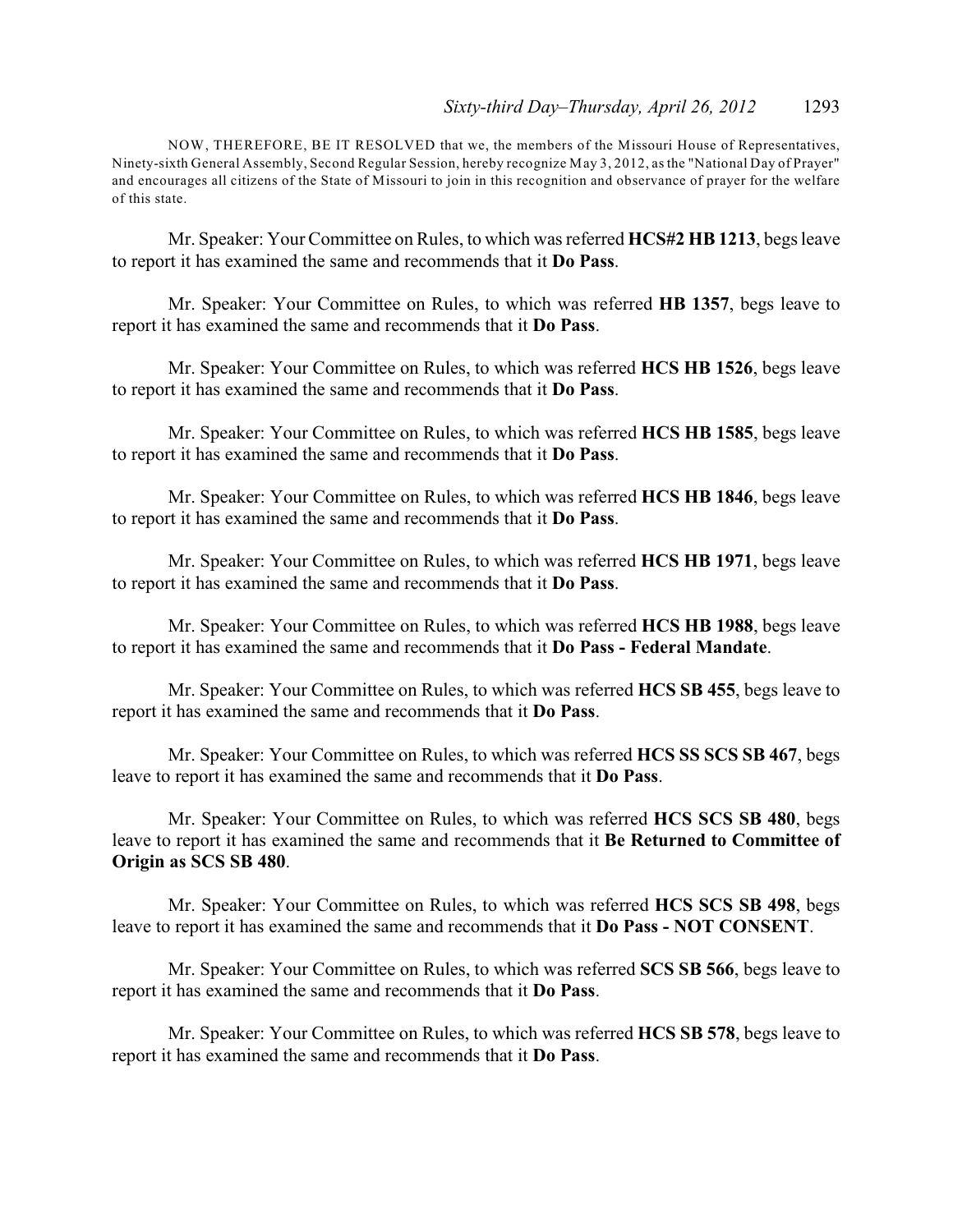NOW, THEREFORE, BE IT RESOLVED that we, the members of the Missouri House of Representatives, Ninety-sixth General Assembly, Second Regular Session, hereby recognize May 3, 2012, as the "National Day of Prayer" and encourages all citizens of the State of Missouri to join in this recognition and observance of prayer for the welfare of this state.

Mr. Speaker: Your Committee on Rules, to which was referred **HCS#2 HB 1213**, begs leave to report it has examined the same and recommends that it **Do Pass**.

Mr. Speaker: Your Committee on Rules, to which was referred **HB 1357**, begs leave to report it has examined the same and recommends that it **Do Pass**.

Mr. Speaker: Your Committee on Rules, to which was referred **HCS HB 1526**, begs leave to report it has examined the same and recommends that it **Do Pass**.

Mr. Speaker: Your Committee on Rules, to which was referred **HCS HB 1585**, begs leave to report it has examined the same and recommends that it **Do Pass**.

Mr. Speaker: Your Committee on Rules, to which was referred **HCS HB 1846**, begs leave to report it has examined the same and recommends that it **Do Pass**.

Mr. Speaker: Your Committee on Rules, to which was referred **HCS HB 1971**, begs leave to report it has examined the same and recommends that it **Do Pass**.

Mr. Speaker: Your Committee on Rules, to which was referred **HCS HB 1988**, begs leave to report it has examined the same and recommends that it **Do Pass - Federal Mandate**.

Mr. Speaker: Your Committee on Rules, to which was referred **HCS SB 455**, begs leave to report it has examined the same and recommends that it **Do Pass**.

Mr. Speaker: Your Committee on Rules, to which was referred **HCS SS SCS SB 467**, begs leave to report it has examined the same and recommends that it **Do Pass**.

Mr. Speaker: Your Committee on Rules, to which was referred **HCS SCS SB 480**, begs leave to report it has examined the same and recommends that it **Be Returned to Committee of Origin as SCS SB 480**.

Mr. Speaker: Your Committee on Rules, to which was referred **HCS SCS SB 498**, begs leave to report it has examined the same and recommends that it **Do Pass - NOT CONSENT**.

Mr. Speaker: Your Committee on Rules, to which was referred **SCS SB 566**, begs leave to report it has examined the same and recommends that it **Do Pass**.

Mr. Speaker: Your Committee on Rules, to which was referred **HCS SB 578**, begs leave to report it has examined the same and recommends that it **Do Pass**.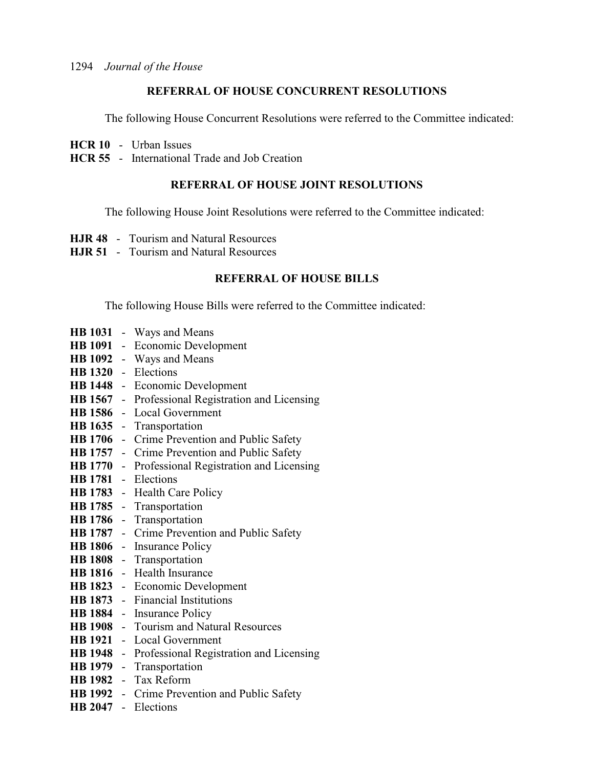## REFERRAL OF HOUSE CONCURRENT RESOLUTIONS

The following House Concurrent Resolutions were referred to the Committee indicated:

**HCR 10** - Urban Issues
**HCR 55** - International Trade and Job Creation

## REFERRAL OF HOUSE JOINT RESOLUTIONS

The following House Joint Resolutions were referred to the Committee indicated:

**HJR 48** - Tourism and Natural Resources
**HJR 51** - Tourism and Natural Resources

## REFERRAL OF HOUSE BILLS

The following House Bills were referred to the Committee indicated:

**HB 1031** - Ways and Means
**HB 1091** - Economic Development
**HB 1092** - Ways and Means
**HB 1320** - Elections
**HB 1448** - Economic Development
**HB 1567** - Professional Registration and Licensing
**HB 1586** - Local Government
**HB 1635** - Transportation
**HB 1706** - Crime Prevention and Public Safety
**HB 1757** - Crime Prevention and Public Safety
**HB 1770** - Professional Registration and Licensing
**HB 1781** - Elections
**HB 1783** - Health Care Policy
**HB 1785** - Transportation
**HB 1786** - Transportation
**HB 1787** - Crime Prevention and Public Safety
**HB 1806** - Insurance Policy
**HB 1808** - Transportation
**HB 1816** - Health Insurance
**HB 1823** - Economic Development
**HB 1873** - Financial Institutions
**HB 1884** - Insurance Policy
**HB 1908** - Tourism and Natural Resources
**HB 1921** - Local Government
**HB 1948** - Professional Registration and Licensing
**HB 1979** - Transportation
**HB 1982** - Tax Reform
**HB 1992** - Crime Prevention and Public Safety
**HB 2047** - Elections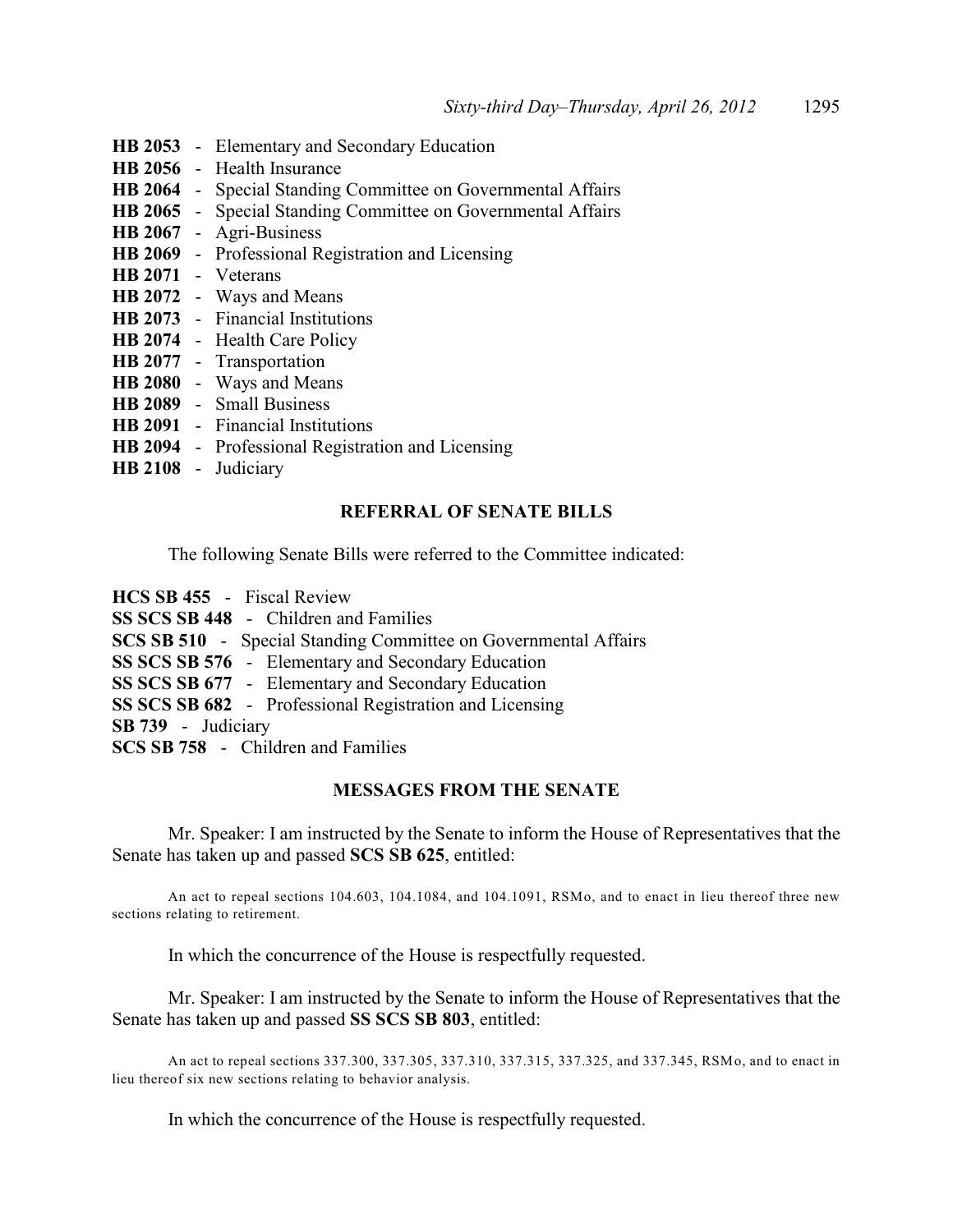**HB 2053** - Elementary and Secondary Education
**HB 2056** - Health Insurance
**HB 2064** - Special Standing Committee on Governmental Affairs
**HB 2065** - Special Standing Committee on Governmental Affairs
**HB 2067** - Agri-Business
**HB 2069** - Professional Registration and Licensing
**HB 2071** - Veterans
**HB 2072** - Ways and Means
**HB 2073** - Financial Institutions
**HB 2074** - Health Care Policy
**HB 2077** - Transportation
**HB 2080** - Ways and Means
**HB 2089** - Small Business
**HB 2091** - Financial Institutions
**HB 2094** - Professional Registration and Licensing
**HB 2108** - Judiciary

## REFERRAL OF SENATE BILLS

The following Senate Bills were referred to the Committee indicated:

**HCS SB 455** - Fiscal Review
**SS SCS SB 448** - Children and Families
**SCS SB 510** - Special Standing Committee on Governmental Affairs
**SS SCS SB 576** - Elementary and Secondary Education
**SS SCS SB 677** - Elementary and Secondary Education
**SS SCS SB 682** - Professional Registration and Licensing
**SB 739** - Judiciary
**SCS SB 758** - Children and Families

## MESSAGES FROM THE SENATE

Mr. Speaker: I am instructed by the Senate to inform the House of Representatives that the Senate has taken up and passed **SCS SB 625**, entitled:

An act to repeal sections 104.603, 104.1084, and 104.1091, RSMo, and to enact in lieu thereof three new sections relating to retirement.

In which the concurrence of the House is respectfully requested.

Mr. Speaker: I am instructed by the Senate to inform the House of Representatives that the Senate has taken up and passed **SS SCS SB 803**, entitled:

An act to repeal sections 337.300, 337.305, 337.310, 337.315, 337.325, and 337.345, RSMo, and to enact in lieu thereof six new sections relating to behavior analysis.

In which the concurrence of the House is respectfully requested.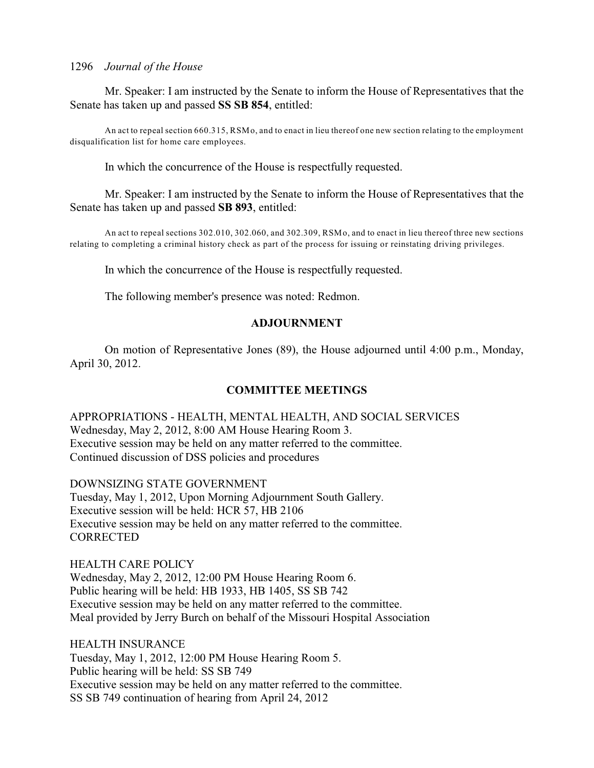Mr. Speaker: I am instructed by the Senate to inform the House of Representatives that the Senate has taken up and passed **SS SB 854**, entitled:

An act to repeal section 660.315, RSMo, and to enact in lieu thereof one new section relating to the employment disqualification list for home care employees.

In which the concurrence of the House is respectfully requested.

Mr. Speaker: I am instructed by the Senate to inform the House of Representatives that the Senate has taken up and passed **SB 893**, entitled:

An act to repeal sections 302.010, 302.060, and 302.309, RSMo, and to enact in lieu thereof three new sections relating to completing a criminal history check as part of the process for issuing or reinstating driving privileges.

In which the concurrence of the House is respectfully requested.

The following member's presence was noted: Redmon.

## ADJOURNMENT

On motion of Representative Jones (89), the House adjourned until 4:00 p.m., Monday, April 30, 2012.

## COMMITTEE MEETINGS

APPROPRIATIONS - HEALTH, MENTAL HEALTH, AND SOCIAL SERVICES
Wednesday, May 2, 2012, 8:00 AM House Hearing Room 3.
Executive session may be held on any matter referred to the committee.
Continued discussion of DSS policies and procedures

DOWNSIZING STATE GOVERNMENT
Tuesday, May 1, 2012, Upon Morning Adjournment South Gallery.
Executive session will be held: HCR 57, HB 2106
Executive session may be held on any matter referred to the committee.
CORRECTED

HEALTH CARE POLICY
Wednesday, May 2, 2012, 12:00 PM House Hearing Room 6.
Public hearing will be held: HB 1933, HB 1405, SS SB 742
Executive session may be held on any matter referred to the committee.
Meal provided by Jerry Burch on behalf of the Missouri Hospital Association

HEALTH INSURANCE
Tuesday, May 1, 2012, 12:00 PM House Hearing Room 5.
Public hearing will be held: SS SB 749
Executive session may be held on any matter referred to the committee.
SS SB 749 continuation of hearing from April 24, 2012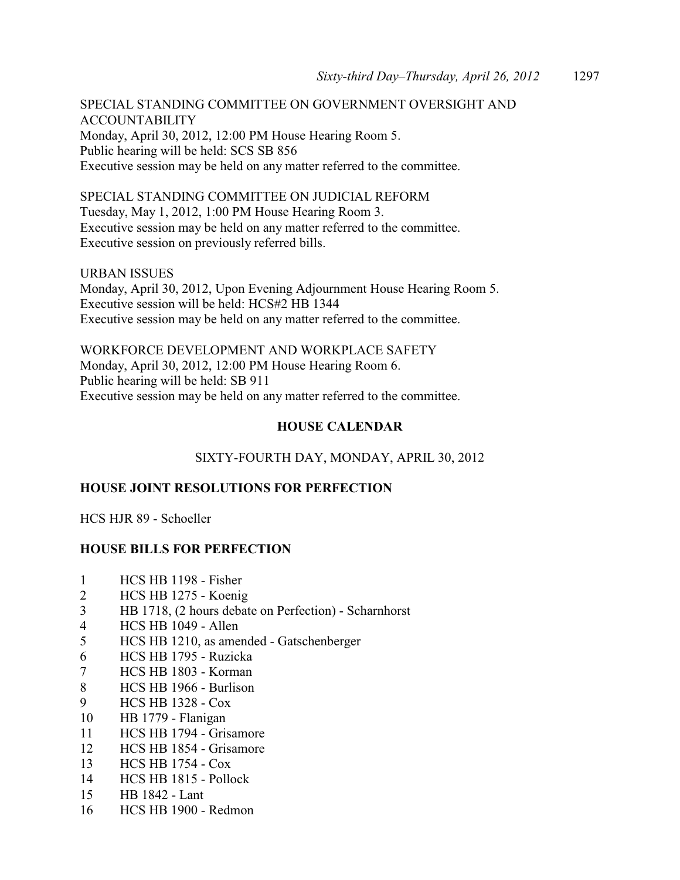SPECIAL STANDING COMMITTEE ON GOVERNMENT OVERSIGHT AND ACCOUNTABILITY
Monday, April 30, 2012, 12:00 PM House Hearing Room 5.
Public hearing will be held: SCS SB 856
Executive session may be held on any matter referred to the committee.

SPECIAL STANDING COMMITTEE ON JUDICIAL REFORM
Tuesday, May 1, 2012, 1:00 PM House Hearing Room 3.
Executive session may be held on any matter referred to the committee.
Executive session on previously referred bills.

URBAN ISSUES
Monday, April 30, 2012, Upon Evening Adjournment House Hearing Room 5.
Executive session will be held: HCS#2 HB 1344
Executive session may be held on any matter referred to the committee.

WORKFORCE DEVELOPMENT AND WORKPLACE SAFETY
Monday, April 30, 2012, 12:00 PM House Hearing Room 6.
Public hearing will be held: SB 911
Executive session may be held on any matter referred to the committee.

## HOUSE CALENDAR

SIXTY-FOURTH DAY, MONDAY, APRIL 30, 2012

### HOUSE JOINT RESOLUTIONS FOR PERFECTION

HCS HJR 89 - Schoeller

### HOUSE BILLS FOR PERFECTION

1 HCS HB 1198 - Fisher
2 HCS HB 1275 - Koenig
3 HB 1718, (2 hours debate on Perfection) - Scharnhorst
4 HCS HB 1049 - Allen
5 HCS HB 1210, as amended - Gatschenberger
6 HCS HB 1795 - Ruzicka
7 HCS HB 1803 - Korman
8 HCS HB 1966 - Burlison
9 HCS HB 1328 - Cox
10 HB 1779 - Flanigan
11 HCS HB 1794 - Grisamore
12 HCS HB 1854 - Grisamore
13 HCS HB 1754 - Cox
14 HCS HB 1815 - Pollock
15 HB 1842 - Lant
16 HCS HB 1900 - Redmon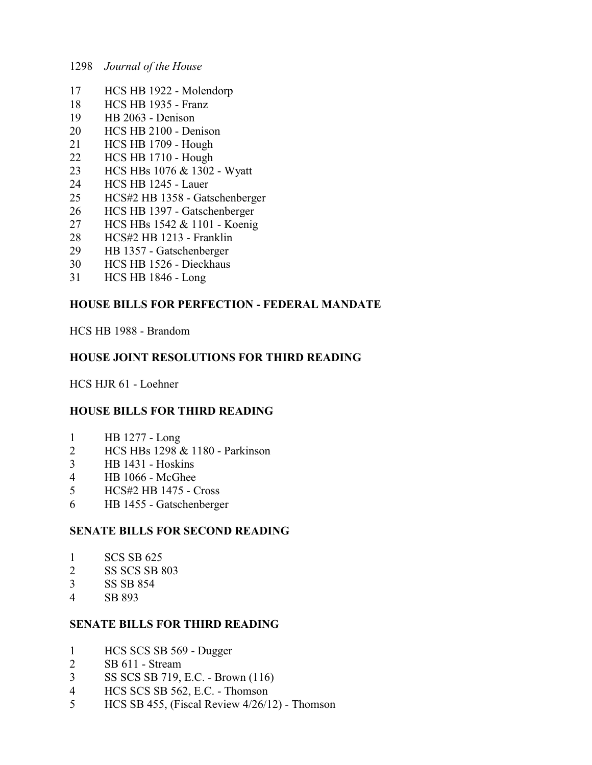17 HCS HB 1922 - Molendorp
18 HCS HB 1935 - Franz
19 HB 2063 - Denison
20 HCS HB 2100 - Denison
21 HCS HB 1709 - Hough
22 HCS HB 1710 - Hough
23 HCS HBs 1076 & 1302 - Wyatt
24 HCS HB 1245 - Lauer
25 HCS#2 HB 1358 - Gatschenberger
26 HCS HB 1397 - Gatschenberger
27 HCS HBs 1542 & 1101 - Koenig
28 HCS#2 HB 1213 - Franklin
29 HB 1357 - Gatschenberger
30 HCS HB 1526 - Dieckhaus
31 HCS HB 1846 - Long

**HOUSE BILLS FOR PERFECTION - FEDERAL MANDATE**

HCS HB 1988 - Brandom

**HOUSE JOINT RESOLUTIONS FOR THIRD READING**

HCS HJR 61 - Loehner

**HOUSE BILLS FOR THIRD READING**

1 HB 1277 - Long
2 HCS HBs 1298 & 1180 - Parkinson
3 HB 1431 - Hoskins
4 HB 1066 - McGhee
5 HCS#2 HB 1475 - Cross
6 HB 1455 - Gatschenberger

**SENATE BILLS FOR SECOND READING**

1 SCS SB 625
2 SS SCS SB 803
3 SS SB 854
4 SB 893

**SENATE BILLS FOR THIRD READING**

1 HCS SCS SB 569 - Dugger
2 SB 611 - Stream
3 SS SCS SB 719, E.C. - Brown (116)
4 HCS SCS SB 562, E.C. - Thomson
5 HCS SB 455, (Fiscal Review 4/26/12) - Thomson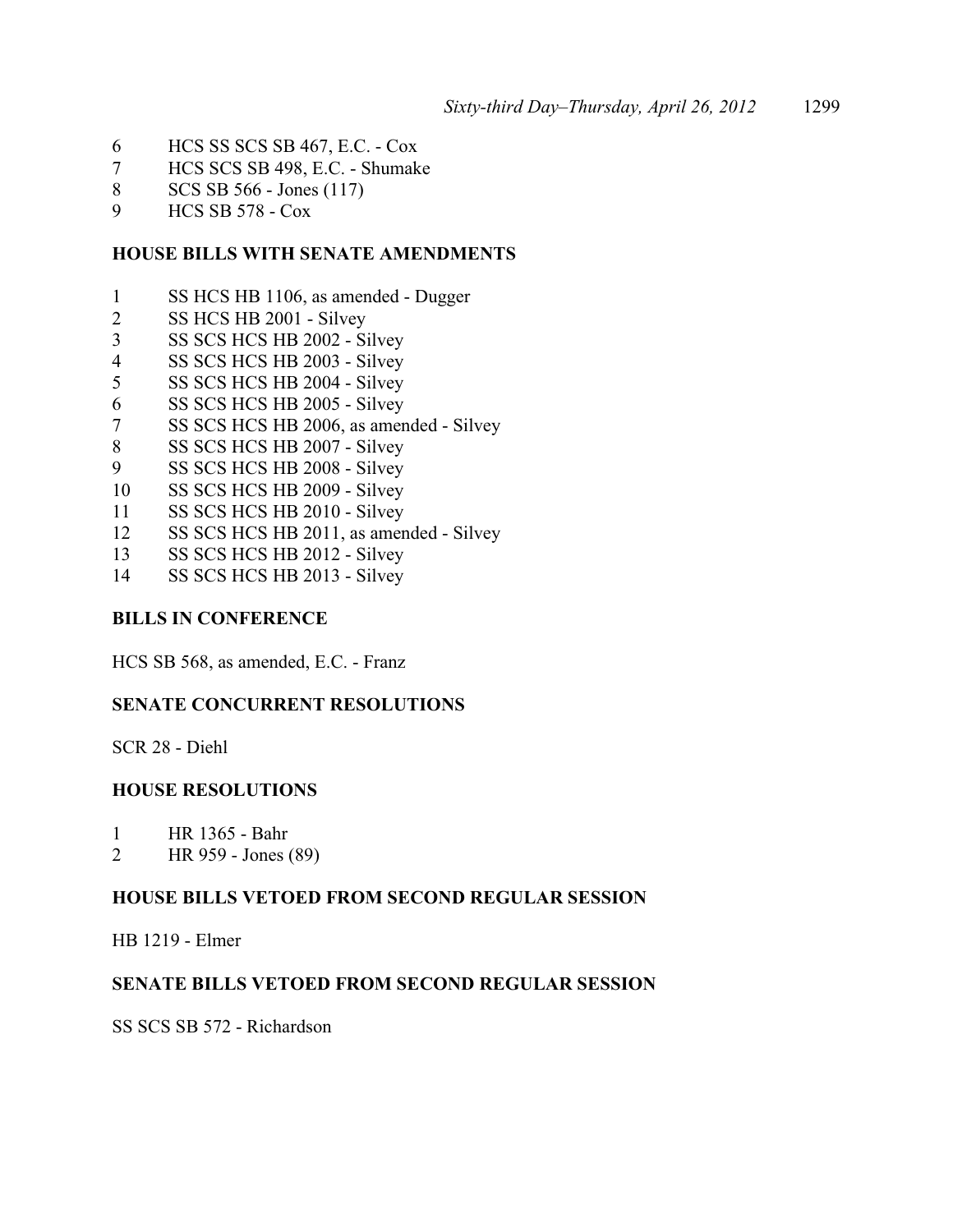6 HCS SS SCS SB 467, E.C. - Cox
7 HCS SCS SB 498, E.C. - Shumake
8 SCS SB 566 - Jones (117)
9 HCS SB 578 - Cox

**HOUSE BILLS WITH SENATE AMENDMENTS**

1 SS HCS HB 1106, as amended - Dugger
2 SS HCS HB 2001 - Silvey
3 SS SCS HCS HB 2002 - Silvey
4 SS SCS HCS HB 2003 - Silvey
5 SS SCS HCS HB 2004 - Silvey
6 SS SCS HCS HB 2005 - Silvey
7 SS SCS HCS HB 2006, as amended - Silvey
8 SS SCS HCS HB 2007 - Silvey
9 SS SCS HCS HB 2008 - Silvey
10 SS SCS HCS HB 2009 - Silvey
11 SS SCS HCS HB 2010 - Silvey
12 SS SCS HCS HB 2011, as amended - Silvey
13 SS SCS HCS HB 2012 - Silvey
14 SS SCS HCS HB 2013 - Silvey

**BILLS IN CONFERENCE**

HCS SB 568, as amended, E.C. - Franz

**SENATE CONCURRENT RESOLUTIONS**

SCR 28 - Diehl

**HOUSE RESOLUTIONS**

1 HR 1365 - Bahr
2 HR 959 - Jones (89)

**HOUSE BILLS VETOED FROM SECOND REGULAR SESSION**

HB 1219 - Elmer

**SENATE BILLS VETOED FROM SECOND REGULAR SESSION**

SS SCS SB 572 - Richardson